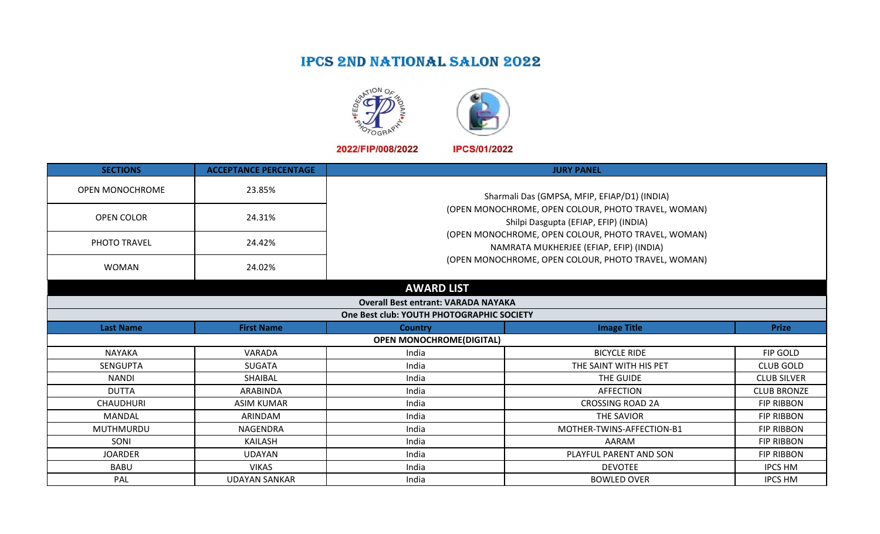# IPCS 2ND NATIONAL SALON 2022

2022/FIP/008/2022 IPCS/01/2022

| SECTIONS | ACCEPTANCE PERCENTAGE | JURY PANEL |
|---|---|---|
| OPEN MONOCHROME | 23.85% | Sharmali Das (GMPSA, MFIP, EFIAP/D1) (INDIA) (OPEN MONOCHROME, OPEN COLOUR, PHOTO TRAVEL, WOMAN) Shilpi Dasgupta (EFIAP, EFIP) (INDIA) (OPEN MONOCHROME, OPEN COLOUR, PHOTO TRAVEL, WOMAN) NAMRATA MUKHERJEE (EFIAP, EFIP) (INDIA) (OPEN MONOCHROME, OPEN COLOUR, PHOTO TRAVEL, WOMAN) |
| OPEN COLOR | 24.31% | |
| PHOTO TRAVEL | 24.42% | |
| WOMAN | 24.02% | |

## AWARD LIST

**Overall Best entrant: VARADA NAYAKA**

**One Best club: YOUTH PHOTOGRAPHIC SOCIETY**

| Last Name | First Name | Country | Image Title | Prize |
|---|---|---|---|---|
| | | **OPEN MONOCHROME(DIGITAL)** | | |
| NAYAKA | VARADA | India | BICYCLE RIDE | FIP GOLD |
| SENGUPTA | SUGATA | India | THE SAINT WITH HIS PET | CLUB GOLD |
| NANDI | SHAIBAL | India | THE GUIDE | CLUB SILVER |
| DUTTA | ARABINDA | India | AFFECTION | CLUB BRONZE |
| CHAUDHURI | ASIM KUMAR | India | CROSSING ROAD 2A | FIP RIBBON |
| MANDAL | ARINDAM | India | THE SAVIOR | FIP RIBBON |
| MUTHMURDU | NAGENDRA | India | MOTHER-TWINS-AFFECTION-B1 | FIP RIBBON |
| SONI | KAILASH | India | AARAM | FIP RIBBON |
| JOARDER | UDAYAN | India | PLAYFUL PARENT AND SON | FIP RIBBON |
| BABU | VIKAS | India | DEVOTEE | IPCS HM |
| PAL | UDAYAN SANKAR | India | BOWLED OVER | IPCS HM |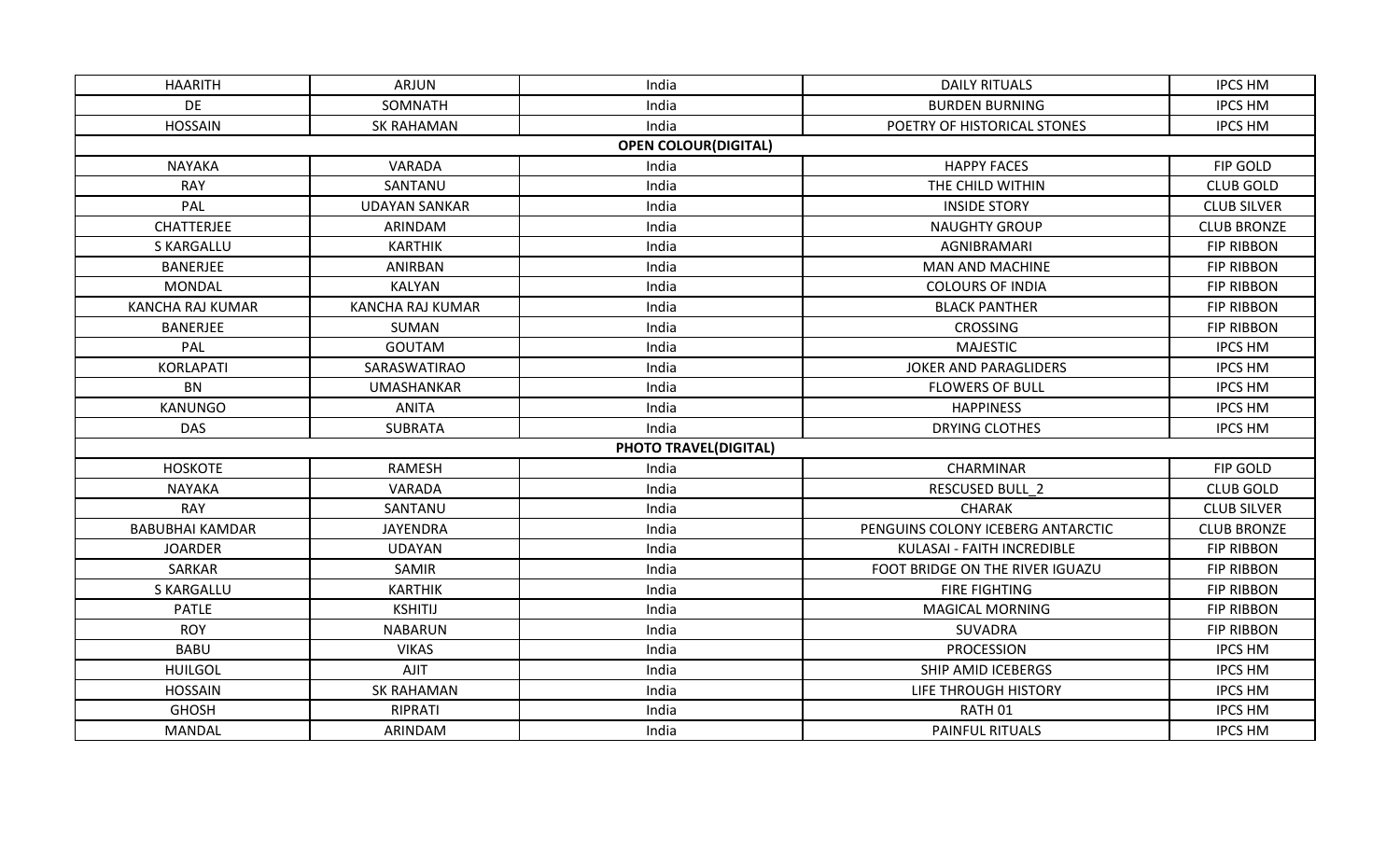| | | | | |
|---|---|---|---|---|
| HAARITH | ARJUN | India | DAILY RITUALS | IPCS HM |
| DE | SOMNATH | India | BURDEN BURNING | IPCS HM |
| HOSSAIN | SK RAHAMAN | India | POETRY OF HISTORICAL STONES | IPCS HM |
| **OPEN COLOUR(DIGITAL)** | | | | |
| NAYAKA | VARADA | India | HAPPY FACES | FIP GOLD |
| RAY | SANTANU | India | THE CHILD WITHIN | CLUB GOLD |
| PAL | UDAYAN SANKAR | India | INSIDE STORY | CLUB SILVER |
| CHATTERJEE | ARINDAM | India | NAUGHTY GROUP | CLUB BRONZE |
| S KARGALLU | KARTHIK | India | AGNIBRAMARI | FIP RIBBON |
| BANERJEE | ANIRBAN | India | MAN AND MACHINE | FIP RIBBON |
| MONDAL | KALYAN | India | COLOURS OF INDIA | FIP RIBBON |
| KANCHA RAJ KUMAR | KANCHA RAJ KUMAR | India | BLACK PANTHER | FIP RIBBON |
| BANERJEE | SUMAN | India | CROSSING | FIP RIBBON |
| PAL | GOUTAM | India | MAJESTIC | IPCS HM |
| KORLAPATI | SARASWATIRAO | India | JOKER AND PARAGLIDERS | IPCS HM |
| BN | UMASHANKAR | India | FLOWERS OF BULL | IPCS HM |
| KANUNGO | ANITA | India | HAPPINESS | IPCS HM |
| DAS | SUBRATA | India | DRYING CLOTHES | IPCS HM |
| **PHOTO TRAVEL(DIGITAL)** | | | | |
| HOSKOTE | RAMESH | India | CHARMINAR | FIP GOLD |
| NAYAKA | VARADA | India | RESCUSED BULL_2 | CLUB GOLD |
| RAY | SANTANU | India | CHARAK | CLUB SILVER |
| BABUBHAI KAMDAR | JAYENDRA | India | PENGUINS COLONY ICEBERG ANTARCTIC | CLUB BRONZE |
| JOARDER | UDAYAN | India | KULASAI - FAITH INCREDIBLE | FIP RIBBON |
| SARKAR | SAMIR | India | FOOT BRIDGE ON THE RIVER IGUAZU | FIP RIBBON |
| S KARGALLU | KARTHIK | India | FIRE FIGHTING | FIP RIBBON |
| PATLE | KSHITIJ | India | MAGICAL MORNING | FIP RIBBON |
| ROY | NABARUN | India | SUVADRA | FIP RIBBON |
| BABU | VIKAS | India | PROCESSION | IPCS HM |
| HUILGOL | AJIT | India | SHIP AMID ICEBERGS | IPCS HM |
| HOSSAIN | SK RAHAMAN | India | LIFE THROUGH HISTORY | IPCS HM |
| GHOSH | RIPRATI | India | RATH 01 | IPCS HM |
| MANDAL | ARINDAM | India | PAINFUL RITUALS | IPCS HM |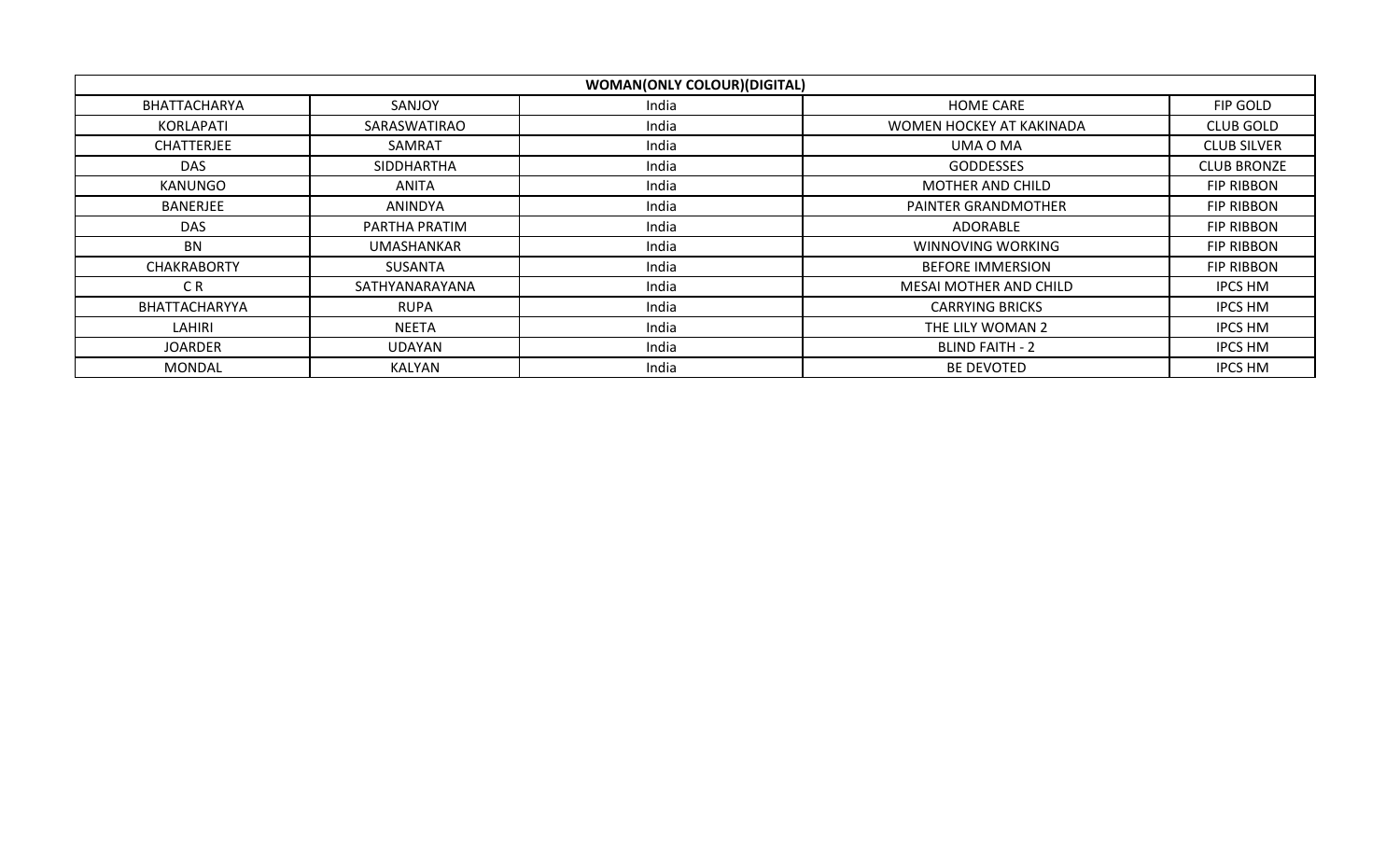| WOMAN(ONLY COLOUR)(DIGITAL) | | | | |
|---|---|---|---|---|
| BHATTACHARYA | SANJOY | India | HOME CARE | FIP GOLD |
| KORLAPATI | SARASWATIRAO | India | WOMEN HOCKEY AT KAKINADA | CLUB GOLD |
| CHATTERJEE | SAMRAT | India | UMA O MA | CLUB SILVER |
| DAS | SIDDHARTHA | India | GODDESSES | CLUB BRONZE |
| KANUNGO | ANITA | India | MOTHER AND CHILD | FIP RIBBON |
| BANERJEE | ANINDYA | India | PAINTER GRANDMOTHER | FIP RIBBON |
| DAS | PARTHA PRATIM | India | ADORABLE | FIP RIBBON |
| BN | UMASHANKAR | India | WINNOVING WORKING | FIP RIBBON |
| CHAKRABORTY | SUSANTA | India | BEFORE IMMERSION | FIP RIBBON |
| C R | SATHYANARAYANA | India | MESAI MOTHER AND CHILD | IPCS HM |
| BHATTACHARYYA | RUPA | India | CARRYING BRICKS | IPCS HM |
| LAHIRI | NEETA | India | THE LILY WOMAN 2 | IPCS HM |
| JOARDER | UDAYAN | India | BLIND FAITH - 2 | IPCS HM |
| MONDAL | KALYAN | India | BE DEVOTED | IPCS HM |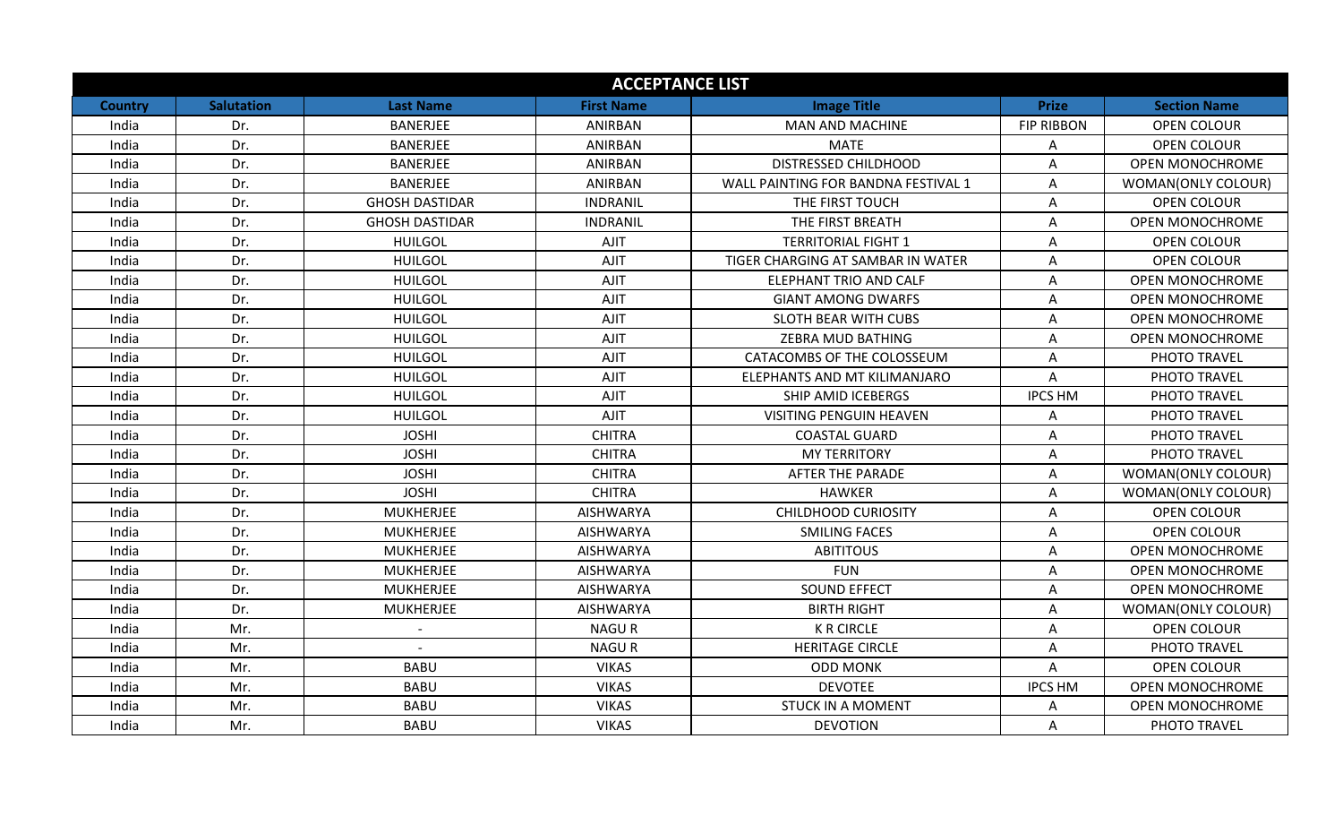| ACCEPTANCE LIST | | | | | | |
|---|---|---|---|---|---|---|
| **Country** | **Salutation** | **Last Name** | **First Name** | **Image Title** | **Prize** | **Section Name** |
| India | Dr. | BANERJEE | ANIRBAN | MAN AND MACHINE | FIP RIBBON | OPEN COLOUR |
| India | Dr. | BANERJEE | ANIRBAN | MATE | A | OPEN COLOUR |
| India | Dr. | BANERJEE | ANIRBAN | DISTRESSED CHILDHOOD | A | OPEN MONOCHROME |
| India | Dr. | BANERJEE | ANIRBAN | WALL PAINTING FOR BANDNA FESTIVAL 1 | A | WOMAN(ONLY COLOUR) |
| India | Dr. | GHOSH DASTIDAR | INDRANIL | THE FIRST TOUCH | A | OPEN COLOUR |
| India | Dr. | GHOSH DASTIDAR | INDRANIL | THE FIRST BREATH | A | OPEN MONOCHROME |
| India | Dr. | HUILGOL | AJIT | TERRITORIAL FIGHT 1 | A | OPEN COLOUR |
| India | Dr. | HUILGOL | AJIT | TIGER CHARGING AT SAMBAR IN WATER | A | OPEN COLOUR |
| India | Dr. | HUILGOL | AJIT | ELEPHANT TRIO AND CALF | A | OPEN MONOCHROME |
| India | Dr. | HUILGOL | AJIT | GIANT AMONG DWARFS | A | OPEN MONOCHROME |
| India | Dr. | HUILGOL | AJIT | SLOTH BEAR WITH CUBS | A | OPEN MONOCHROME |
| India | Dr. | HUILGOL | AJIT | ZEBRA MUD BATHING | A | OPEN MONOCHROME |
| India | Dr. | HUILGOL | AJIT | CATACOMBS OF THE COLOSSEUM | A | PHOTO TRAVEL |
| India | Dr. | HUILGOL | AJIT | ELEPHANTS AND MT KILIMANJARO | A | PHOTO TRAVEL |
| India | Dr. | HUILGOL | AJIT | SHIP AMID ICEBERGS | IPCS HM | PHOTO TRAVEL |
| India | Dr. | HUILGOL | AJIT | VISITING PENGUIN HEAVEN | A | PHOTO TRAVEL |
| India | Dr. | JOSHI | CHITRA | COASTAL GUARD | A | PHOTO TRAVEL |
| India | Dr. | JOSHI | CHITRA | MY TERRITORY | A | PHOTO TRAVEL |
| India | Dr. | JOSHI | CHITRA | AFTER THE PARADE | A | WOMAN(ONLY COLOUR) |
| India | Dr. | JOSHI | CHITRA | HAWKER | A | WOMAN(ONLY COLOUR) |
| India | Dr. | MUKHERJEE | AISHWARYA | CHILDHOOD CURIOSITY | A | OPEN COLOUR |
| India | Dr. | MUKHERJEE | AISHWARYA | SMILING FACES | A | OPEN COLOUR |
| India | Dr. | MUKHERJEE | AISHWARYA | ABITITOUS | A | OPEN MONOCHROME |
| India | Dr. | MUKHERJEE | AISHWARYA | FUN | A | OPEN MONOCHROME |
| India | Dr. | MUKHERJEE | AISHWARYA | SOUND EFFECT | A | OPEN MONOCHROME |
| India | Dr. | MUKHERJEE | AISHWARYA | BIRTH RIGHT | A | WOMAN(ONLY COLOUR) |
| India | Mr. | - | NAGU R | K R CIRCLE | A | OPEN COLOUR |
| India | Mr. | - | NAGU R | HERITAGE CIRCLE | A | PHOTO TRAVEL |
| India | Mr. | BABU | VIKAS | ODD MONK | A | OPEN COLOUR |
| India | Mr. | BABU | VIKAS | DEVOTEE | IPCS HM | OPEN MONOCHROME |
| India | Mr. | BABU | VIKAS | STUCK IN A MOMENT | A | OPEN MONOCHROME |
| India | Mr. | BABU | VIKAS | DEVOTION | A | PHOTO TRAVEL |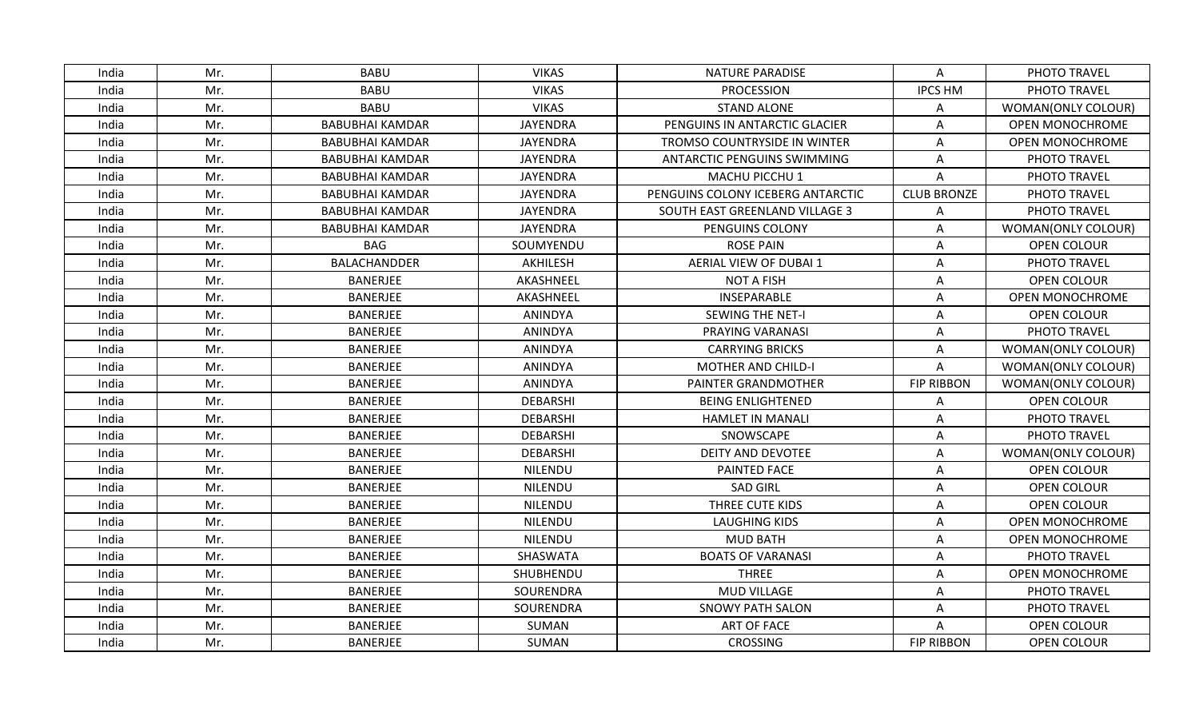| India | Mr. | BABU | VIKAS | NATURE PARADISE | A | PHOTO TRAVEL |
|---|---|---|---|---|---|---|
| India | Mr. | BABU | VIKAS | PROCESSION | IPCS HM | PHOTO TRAVEL |
| India | Mr. | BABU | VIKAS | STAND ALONE | A | WOMAN(ONLY COLOUR) |
| India | Mr. | BABUBHAI KAMDAR | JAYENDRA | PENGUINS IN ANTARCTIC GLACIER | A | OPEN MONOCHROME |
| India | Mr. | BABUBHAI KAMDAR | JAYENDRA | TROMSO COUNTRYSIDE IN WINTER | A | OPEN MONOCHROME |
| India | Mr. | BABUBHAI KAMDAR | JAYENDRA | ANTARCTIC PENGUINS SWIMMING | A | PHOTO TRAVEL |
| India | Mr. | BABUBHAI KAMDAR | JAYENDRA | MACHU PICCHU 1 | A | PHOTO TRAVEL |
| India | Mr. | BABUBHAI KAMDAR | JAYENDRA | PENGUINS COLONY ICEBERG ANTARCTIC | CLUB BRONZE | PHOTO TRAVEL |
| India | Mr. | BABUBHAI KAMDAR | JAYENDRA | SOUTH EAST GREENLAND VILLAGE 3 | A | PHOTO TRAVEL |
| India | Mr. | BABUBHAI KAMDAR | JAYENDRA | PENGUINS COLONY | A | WOMAN(ONLY COLOUR) |
| India | Mr. | BAG | SOUMYENDU | ROSE PAIN | A | OPEN COLOUR |
| India | Mr. | BALACHANDDER | AKHILESH | AERIAL VIEW OF DUBAI 1 | A | PHOTO TRAVEL |
| India | Mr. | BANERJEE | AKASHNEEL | NOT A FISH | A | OPEN COLOUR |
| India | Mr. | BANERJEE | AKASHNEEL | INSEPARABLE | A | OPEN MONOCHROME |
| India | Mr. | BANERJEE | ANINDYA | SEWING THE NET-I | A | OPEN COLOUR |
| India | Mr. | BANERJEE | ANINDYA | PRAYING VARANASI | A | PHOTO TRAVEL |
| India | Mr. | BANERJEE | ANINDYA | CARRYING BRICKS | A | WOMAN(ONLY COLOUR) |
| India | Mr. | BANERJEE | ANINDYA | MOTHER AND CHILD-I | A | WOMAN(ONLY COLOUR) |
| India | Mr. | BANERJEE | ANINDYA | PAINTER GRANDMOTHER | FIP RIBBON | WOMAN(ONLY COLOUR) |
| India | Mr. | BANERJEE | DEBARSHI | BEING ENLIGHTENED | A | OPEN COLOUR |
| India | Mr. | BANERJEE | DEBARSHI | HAMLET IN MANALI | A | PHOTO TRAVEL |
| India | Mr. | BANERJEE | DEBARSHI | SNOWSCAPE | A | PHOTO TRAVEL |
| India | Mr. | BANERJEE | DEBARSHI | DEITY AND DEVOTEE | A | WOMAN(ONLY COLOUR) |
| India | Mr. | BANERJEE | NILENDU | PAINTED FACE | A | OPEN COLOUR |
| India | Mr. | BANERJEE | NILENDU | SAD GIRL | A | OPEN COLOUR |
| India | Mr. | BANERJEE | NILENDU | THREE CUTE KIDS | A | OPEN COLOUR |
| India | Mr. | BANERJEE | NILENDU | LAUGHING KIDS | A | OPEN MONOCHROME |
| India | Mr. | BANERJEE | NILENDU | MUD BATH | A | OPEN MONOCHROME |
| India | Mr. | BANERJEE | SHASWATA | BOATS OF VARANASI | A | PHOTO TRAVEL |
| India | Mr. | BANERJEE | SHUBHENDU | THREE | A | OPEN MONOCHROME |
| India | Mr. | BANERJEE | SOURENDRA | MUD VILLAGE | A | PHOTO TRAVEL |
| India | Mr. | BANERJEE | SOURENDRA | SNOWY PATH SALON | A | PHOTO TRAVEL |
| India | Mr. | BANERJEE | SUMAN | ART OF FACE | A | OPEN COLOUR |
| India | Mr. | BANERJEE | SUMAN | CROSSING | FIP RIBBON | OPEN COLOUR |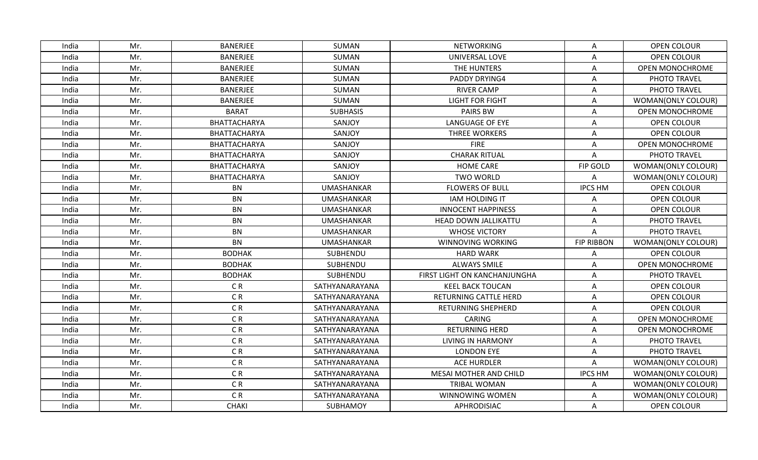| India | Mr. | BANERJEE | SUMAN | NETWORKING | A | OPEN COLOUR |
|---|---|---|---|---|---|---|
| India | Mr. | BANERJEE | SUMAN | UNIVERSAL LOVE | A | OPEN COLOUR |
| India | Mr. | BANERJEE | SUMAN | THE HUNTERS | A | OPEN MONOCHROME |
| India | Mr. | BANERJEE | SUMAN | PADDY DRYING4 | A | PHOTO TRAVEL |
| India | Mr. | BANERJEE | SUMAN | RIVER CAMP | A | PHOTO TRAVEL |
| India | Mr. | BANERJEE | SUMAN | LIGHT FOR FIGHT | A | WOMAN(ONLY COLOUR) |
| India | Mr. | BARAT | SUBHASIS | PAIRS BW | A | OPEN MONOCHROME |
| India | Mr. | BHATTACHARYA | SANJOY | LANGUAGE OF EYE | A | OPEN COLOUR |
| India | Mr. | BHATTACHARYA | SANJOY | THREE WORKERS | A | OPEN COLOUR |
| India | Mr. | BHATTACHARYA | SANJOY | FIRE | A | OPEN MONOCHROME |
| India | Mr. | BHATTACHARYA | SANJOY | CHARAK RITUAL | A | PHOTO TRAVEL |
| India | Mr. | BHATTACHARYA | SANJOY | HOME CARE | FIP GOLD | WOMAN(ONLY COLOUR) |
| India | Mr. | BHATTACHARYA | SANJOY | TWO WORLD | A | WOMAN(ONLY COLOUR) |
| India | Mr. | BN | UMASHANKAR | FLOWERS OF BULL | IPCS HM | OPEN COLOUR |
| India | Mr. | BN | UMASHANKAR | IAM HOLDING IT | A | OPEN COLOUR |
| India | Mr. | BN | UMASHANKAR | INNOCENT HAPPINESS | A | OPEN COLOUR |
| India | Mr. | BN | UMASHANKAR | HEAD DOWN JALLIKATTU | A | PHOTO TRAVEL |
| India | Mr. | BN | UMASHANKAR | WHOSE VICTORY | A | PHOTO TRAVEL |
| India | Mr. | BN | UMASHANKAR | WINNOVING WORKING | FIP RIBBON | WOMAN(ONLY COLOUR) |
| India | Mr. | BODHAK | SUBHENDU | HARD WARK | A | OPEN COLOUR |
| India | Mr. | BODHAK | SUBHENDU | ALWAYS SMILE | A | OPEN MONOCHROME |
| India | Mr. | BODHAK | SUBHENDU | FIRST LIGHT ON KANCHANJUNGHA | A | PHOTO TRAVEL |
| India | Mr. | C R | SATHYANARAYANA | KEEL BACK TOUCAN | A | OPEN COLOUR |
| India | Mr. | C R | SATHYANARAYANA | RETURNING CATTLE HERD | A | OPEN COLOUR |
| India | Mr. | C R | SATHYANARAYANA | RETURNING SHEPHERD | A | OPEN COLOUR |
| India | Mr. | C R | SATHYANARAYANA | CARING | A | OPEN MONOCHROME |
| India | Mr. | C R | SATHYANARAYANA | RETURNING HERD | A | OPEN MONOCHROME |
| India | Mr. | C R | SATHYANARAYANA | LIVING IN HARMONY | A | PHOTO TRAVEL |
| India | Mr. | C R | SATHYANARAYANA | LONDON EYE | A | PHOTO TRAVEL |
| India | Mr. | C R | SATHYANARAYANA | ACE HURDLER | A | WOMAN(ONLY COLOUR) |
| India | Mr. | C R | SATHYANARAYANA | MESAI MOTHER AND CHILD | IPCS HM | WOMAN(ONLY COLOUR) |
| India | Mr. | C R | SATHYANARAYANA | TRIBAL WOMAN | A | WOMAN(ONLY COLOUR) |
| India | Mr. | C R | SATHYANARAYANA | WINNOWING WOMEN | A | WOMAN(ONLY COLOUR) |
| India | Mr. | CHAKI | SUBHAMOY | APHRODISIAC | A | OPEN COLOUR |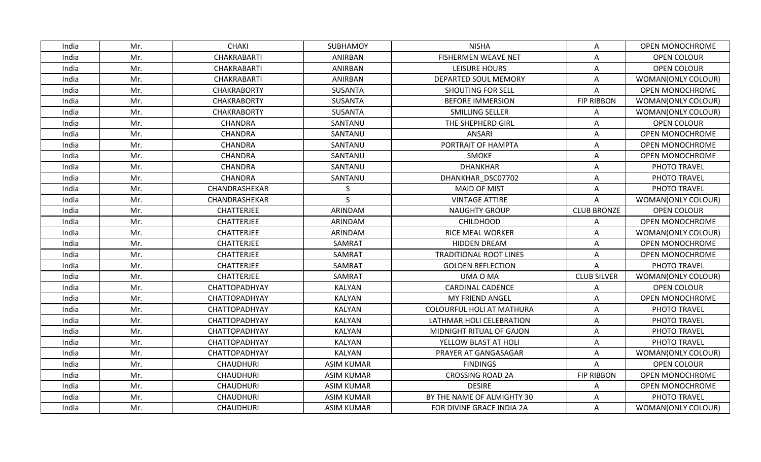| | | | | | | |
|---|---|---|---|---|---|---|
| India | Mr. | CHAKI | SUBHAMOY | NISHA | A | OPEN MONOCHROME |
| India | Mr. | CHAKRABARTI | ANIRBAN | FISHERMEN WEAVE NET | A | OPEN COLOUR |
| India | Mr. | CHAKRABARTI | ANIRBAN | LEISURE HOURS | A | OPEN COLOUR |
| India | Mr. | CHAKRABARTI | ANIRBAN | DEPARTED SOUL MEMORY | A | WOMAN(ONLY COLOUR) |
| India | Mr. | CHAKRABORTY | SUSANTA | SHOUTING FOR SELL | A | OPEN MONOCHROME |
| India | Mr. | CHAKRABORTY | SUSANTA | BEFORE IMMERSION | FIP RIBBON | WOMAN(ONLY COLOUR) |
| India | Mr. | CHAKRABORTY | SUSANTA | SMILLING SELLER | A | WOMAN(ONLY COLOUR) |
| India | Mr. | CHANDRA | SANTANU | THE SHEPHERD GIRL | A | OPEN COLOUR |
| India | Mr. | CHANDRA | SANTANU | ANSARI | A | OPEN MONOCHROME |
| India | Mr. | CHANDRA | SANTANU | PORTRAIT OF HAMPTA | A | OPEN MONOCHROME |
| India | Mr. | CHANDRA | SANTANU | SMOKE | A | OPEN MONOCHROME |
| India | Mr. | CHANDRA | SANTANU | DHANKHAR | A | PHOTO TRAVEL |
| India | Mr. | CHANDRA | SANTANU | DHANKHAR_DSC07702 | A | PHOTO TRAVEL |
| India | Mr. | CHANDRASHEKAR | S | MAID OF MIST | A | PHOTO TRAVEL |
| India | Mr. | CHANDRASHEKAR | S | VINTAGE ATTIRE | A | WOMAN(ONLY COLOUR) |
| India | Mr. | CHATTERJEE | ARINDAM | NAUGHTY GROUP | CLUB BRONZE | OPEN COLOUR |
| India | Mr. | CHATTERJEE | ARINDAM | CHILDHOOD | A | OPEN MONOCHROME |
| India | Mr. | CHATTERJEE | ARINDAM | RICE MEAL WORKER | A | WOMAN(ONLY COLOUR) |
| India | Mr. | CHATTERJEE | SAMRAT | HIDDEN DREAM | A | OPEN MONOCHROME |
| India | Mr. | CHATTERJEE | SAMRAT | TRADITIONAL ROOT LINES | A | OPEN MONOCHROME |
| India | Mr. | CHATTERJEE | SAMRAT | GOLDEN REFLECTION | A | PHOTO TRAVEL |
| India | Mr. | CHATTERJEE | SAMRAT | UMA O MA | CLUB SILVER | WOMAN(ONLY COLOUR) |
| India | Mr. | CHATTOPADHYAY | KALYAN | CARDINAL CADENCE | A | OPEN COLOUR |
| India | Mr. | CHATTOPADHYAY | KALYAN | MY FRIEND ANGEL | A | OPEN MONOCHROME |
| India | Mr. | CHATTOPADHYAY | KALYAN | COLOURFUL HOLI AT MATHURA | A | PHOTO TRAVEL |
| India | Mr. | CHATTOPADHYAY | KALYAN | LATHMAR HOLI CELEBRATION | A | PHOTO TRAVEL |
| India | Mr. | CHATTOPADHYAY | KALYAN | MIDNIGHT RITUAL OF GAJON | A | PHOTO TRAVEL |
| India | Mr. | CHATTOPADHYAY | KALYAN | YELLOW BLAST AT HOLI | A | PHOTO TRAVEL |
| India | Mr. | CHATTOPADHYAY | KALYAN | PRAYER AT GANGASAGAR | A | WOMAN(ONLY COLOUR) |
| India | Mr. | CHAUDHURI | ASIM KUMAR | FINDINGS | A | OPEN COLOUR |
| India | Mr. | CHAUDHURI | ASIM KUMAR | CROSSING ROAD 2A | FIP RIBBON | OPEN MONOCHROME |
| India | Mr. | CHAUDHURI | ASIM KUMAR | DESIRE | A | OPEN MONOCHROME |
| India | Mr. | CHAUDHURI | ASIM KUMAR | BY THE NAME OF ALMIGHTY 30 | A | PHOTO TRAVEL |
| India | Mr. | CHAUDHURI | ASIM KUMAR | FOR DIVINE GRACE INDIA 2A | A | WOMAN(ONLY COLOUR) |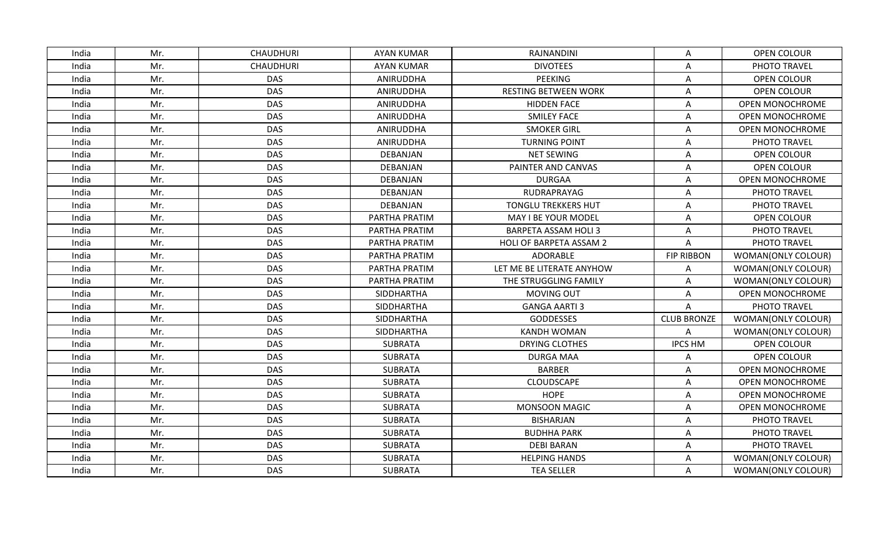| India | Mr. | CHAUDHURI | AYAN KUMAR | RAJNANDINI | A | OPEN COLOUR |
|---|---|---|---|---|---|---|
| India | Mr. | CHAUDHURI | AYAN KUMAR | DIVOTEES | A | PHOTO TRAVEL |
| India | Mr. | DAS | ANIRUDDHA | PEEKING | A | OPEN COLOUR |
| India | Mr. | DAS | ANIRUDDHA | RESTING BETWEEN WORK | A | OPEN COLOUR |
| India | Mr. | DAS | ANIRUDDHA | HIDDEN FACE | A | OPEN MONOCHROME |
| India | Mr. | DAS | ANIRUDDHA | SMILEY FACE | A | OPEN MONOCHROME |
| India | Mr. | DAS | ANIRUDDHA | SMOKER GIRL | A | OPEN MONOCHROME |
| India | Mr. | DAS | ANIRUDDHA | TURNING POINT | A | PHOTO TRAVEL |
| India | Mr. | DAS | DEBANJAN | NET SEWING | A | OPEN COLOUR |
| India | Mr. | DAS | DEBANJAN | PAINTER AND CANVAS | A | OPEN COLOUR |
| India | Mr. | DAS | DEBANJAN | DURGAA | A | OPEN MONOCHROME |
| India | Mr. | DAS | DEBANJAN | RUDRAPRAYAG | A | PHOTO TRAVEL |
| India | Mr. | DAS | DEBANJAN | TONGLU TREKKERS HUT | A | PHOTO TRAVEL |
| India | Mr. | DAS | PARTHA PRATIM | MAY I BE YOUR MODEL | A | OPEN COLOUR |
| India | Mr. | DAS | PARTHA PRATIM | BARPETA ASSAM HOLI 3 | A | PHOTO TRAVEL |
| India | Mr. | DAS | PARTHA PRATIM | HOLI OF BARPETA ASSAM 2 | A | PHOTO TRAVEL |
| India | Mr. | DAS | PARTHA PRATIM | ADORABLE | FIP RIBBON | WOMAN(ONLY COLOUR) |
| India | Mr. | DAS | PARTHA PRATIM | LET ME BE LITERATE ANYHOW | A | WOMAN(ONLY COLOUR) |
| India | Mr. | DAS | PARTHA PRATIM | THE STRUGGLING FAMILY | A | WOMAN(ONLY COLOUR) |
| India | Mr. | DAS | SIDDHARTHA | MOVING OUT | A | OPEN MONOCHROME |
| India | Mr. | DAS | SIDDHARTHA | GANGA AARTI 3 | A | PHOTO TRAVEL |
| India | Mr. | DAS | SIDDHARTHA | GODDESSES | CLUB BRONZE | WOMAN(ONLY COLOUR) |
| India | Mr. | DAS | SIDDHARTHA | KANDH WOMAN | A | WOMAN(ONLY COLOUR) |
| India | Mr. | DAS | SUBRATA | DRYING CLOTHES | IPCS HM | OPEN COLOUR |
| India | Mr. | DAS | SUBRATA | DURGA MAA | A | OPEN COLOUR |
| India | Mr. | DAS | SUBRATA | BARBER | A | OPEN MONOCHROME |
| India | Mr. | DAS | SUBRATA | CLOUDSCAPE | A | OPEN MONOCHROME |
| India | Mr. | DAS | SUBRATA | HOPE | A | OPEN MONOCHROME |
| India | Mr. | DAS | SUBRATA | MONSOON MAGIC | A | OPEN MONOCHROME |
| India | Mr. | DAS | SUBRATA | BISHARJAN | A | PHOTO TRAVEL |
| India | Mr. | DAS | SUBRATA | BUDHHA PARK | A | PHOTO TRAVEL |
| India | Mr. | DAS | SUBRATA | DEBI BARAN | A | PHOTO TRAVEL |
| India | Mr. | DAS | SUBRATA | HELPING HANDS | A | WOMAN(ONLY COLOUR) |
| India | Mr. | DAS | SUBRATA | TEA SELLER | A | WOMAN(ONLY COLOUR) |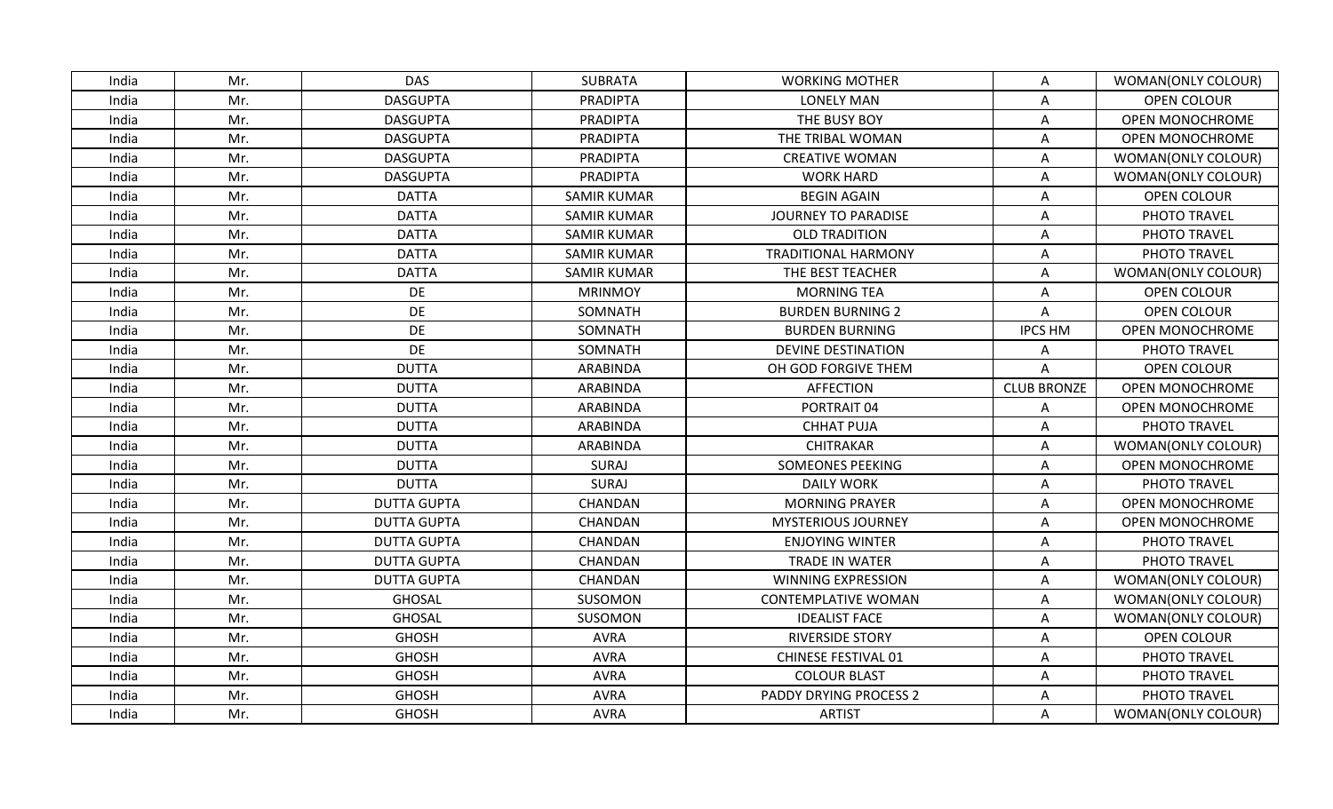| India | Mr. | DAS | SUBRATA | WORKING MOTHER | A | WOMAN(ONLY COLOUR) |
|---|---|---|---|---|---|---|
| India | Mr. | DASGUPTA | PRADIPTA | LONELY MAN | A | OPEN COLOUR |
| India | Mr. | DASGUPTA | PRADIPTA | THE BUSY BOY | A | OPEN MONOCHROME |
| India | Mr. | DASGUPTA | PRADIPTA | THE TRIBAL WOMAN | A | OPEN MONOCHROME |
| India | Mr. | DASGUPTA | PRADIPTA | CREATIVE WOMAN | A | WOMAN(ONLY COLOUR) |
| India | Mr. | DASGUPTA | PRADIPTA | WORK HARD | A | WOMAN(ONLY COLOUR) |
| India | Mr. | DATTA | SAMIR KUMAR | BEGIN AGAIN | A | OPEN COLOUR |
| India | Mr. | DATTA | SAMIR KUMAR | JOURNEY TO PARADISE | A | PHOTO TRAVEL |
| India | Mr. | DATTA | SAMIR KUMAR | OLD TRADITION | A | PHOTO TRAVEL |
| India | Mr. | DATTA | SAMIR KUMAR | TRADITIONAL HARMONY | A | PHOTO TRAVEL |
| India | Mr. | DATTA | SAMIR KUMAR | THE BEST TEACHER | A | WOMAN(ONLY COLOUR) |
| India | Mr. | DE | MRINMOY | MORNING TEA | A | OPEN COLOUR |
| India | Mr. | DE | SOMNATH | BURDEN BURNING 2 | A | OPEN COLOUR |
| India | Mr. | DE | SOMNATH | BURDEN BURNING | IPCS HM | OPEN MONOCHROME |
| India | Mr. | DE | SOMNATH | DEVINE DESTINATION | A | PHOTO TRAVEL |
| India | Mr. | DUTTA | ARABINDA | OH GOD FORGIVE THEM | A | OPEN COLOUR |
| India | Mr. | DUTTA | ARABINDA | AFFECTION | CLUB BRONZE | OPEN MONOCHROME |
| India | Mr. | DUTTA | ARABINDA | PORTRAIT 04 | A | OPEN MONOCHROME |
| India | Mr. | DUTTA | ARABINDA | CHHAT PUJA | A | PHOTO TRAVEL |
| India | Mr. | DUTTA | ARABINDA | CHITRAKAR | A | WOMAN(ONLY COLOUR) |
| India | Mr. | DUTTA | SURAJ | SOMEONES PEEKING | A | OPEN MONOCHROME |
| India | Mr. | DUTTA | SURAJ | DAILY WORK | A | PHOTO TRAVEL |
| India | Mr. | DUTTA GUPTA | CHANDAN | MORNING PRAYER | A | OPEN MONOCHROME |
| India | Mr. | DUTTA GUPTA | CHANDAN | MYSTERIOUS JOURNEY | A | OPEN MONOCHROME |
| India | Mr. | DUTTA GUPTA | CHANDAN | ENJOYING WINTER | A | PHOTO TRAVEL |
| India | Mr. | DUTTA GUPTA | CHANDAN | TRADE IN WATER | A | PHOTO TRAVEL |
| India | Mr. | DUTTA GUPTA | CHANDAN | WINNING EXPRESSION | A | WOMAN(ONLY COLOUR) |
| India | Mr. | GHOSAL | SUSOMON | CONTEMPLATIVE WOMAN | A | WOMAN(ONLY COLOUR) |
| India | Mr. | GHOSAL | SUSOMON | IDEALIST FACE | A | WOMAN(ONLY COLOUR) |
| India | Mr. | GHOSH | AVRA | RIVERSIDE STORY | A | OPEN COLOUR |
| India | Mr. | GHOSH | AVRA | CHINESE FESTIVAL 01 | A | PHOTO TRAVEL |
| India | Mr. | GHOSH | AVRA | COLOUR BLAST | A | PHOTO TRAVEL |
| India | Mr. | GHOSH | AVRA | PADDY DRYING PROCESS 2 | A | PHOTO TRAVEL |
| India | Mr. | GHOSH | AVRA | ARTIST | A | WOMAN(ONLY COLOUR) |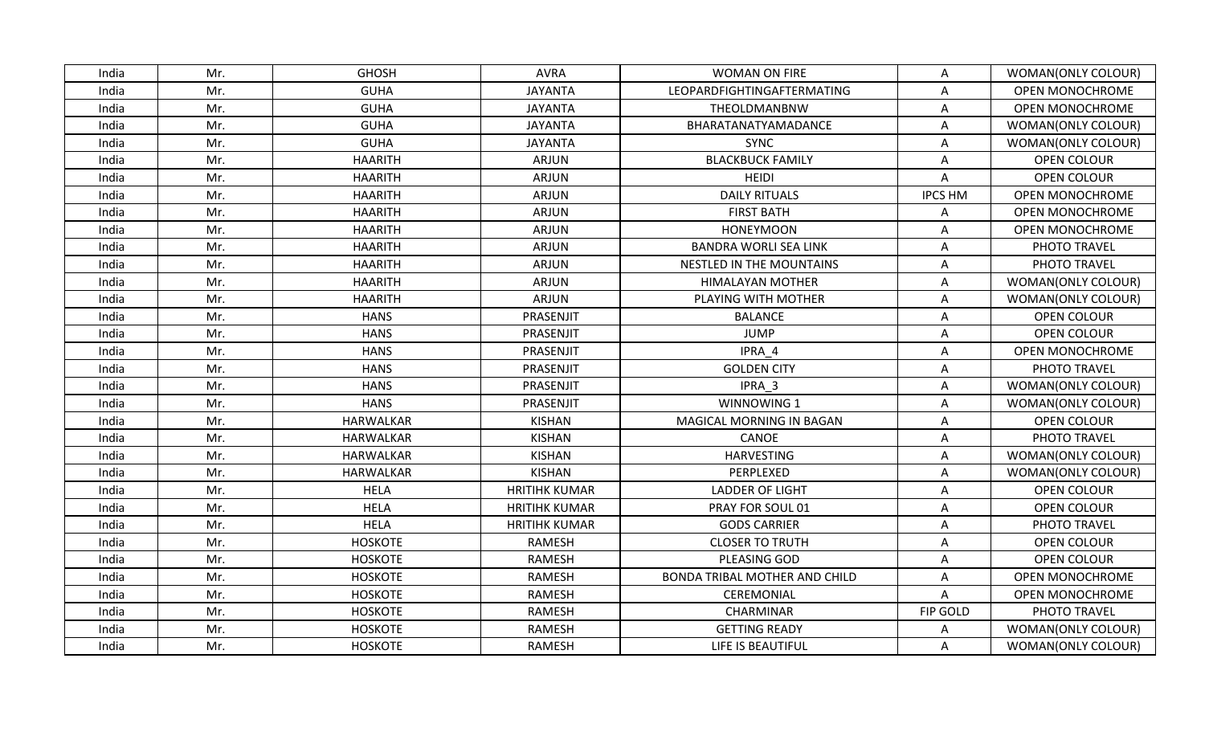| | | | | | | |
|---|---|---|---|---|---|---|
| India | Mr. | GHOSH | AVRA | WOMAN ON FIRE | A | WOMAN(ONLY COLOUR) |
| India | Mr. | GUHA | JAYANTA | LEOPARDFIGHTINGAFTERMATING | A | OPEN MONOCHROME |
| India | Mr. | GUHA | JAYANTA | THEOLDMANBNW | A | OPEN MONOCHROME |
| India | Mr. | GUHA | JAYANTA | BHARATANATYAMADANCE | A | WOMAN(ONLY COLOUR) |
| India | Mr. | GUHA | JAYANTA | SYNC | A | WOMAN(ONLY COLOUR) |
| India | Mr. | HAARITH | ARJUN | BLACKBUCK FAMILY | A | OPEN COLOUR |
| India | Mr. | HAARITH | ARJUN | HEIDI | A | OPEN COLOUR |
| India | Mr. | HAARITH | ARJUN | DAILY RITUALS | IPCS HM | OPEN MONOCHROME |
| India | Mr. | HAARITH | ARJUN | FIRST BATH | A | OPEN MONOCHROME |
| India | Mr. | HAARITH | ARJUN | HONEYMOON | A | OPEN MONOCHROME |
| India | Mr. | HAARITH | ARJUN | BANDRA WORLI SEA LINK | A | PHOTO TRAVEL |
| India | Mr. | HAARITH | ARJUN | NESTLED IN THE MOUNTAINS | A | PHOTO TRAVEL |
| India | Mr. | HAARITH | ARJUN | HIMALAYAN MOTHER | A | WOMAN(ONLY COLOUR) |
| India | Mr. | HAARITH | ARJUN | PLAYING WITH MOTHER | A | WOMAN(ONLY COLOUR) |
| India | Mr. | HANS | PRASENJIT | BALANCE | A | OPEN COLOUR |
| India | Mr. | HANS | PRASENJIT | JUMP | A | OPEN COLOUR |
| India | Mr. | HANS | PRASENJIT | IPRA_4 | A | OPEN MONOCHROME |
| India | Mr. | HANS | PRASENJIT | GOLDEN CITY | A | PHOTO TRAVEL |
| India | Mr. | HANS | PRASENJIT | IPRA_3 | A | WOMAN(ONLY COLOUR) |
| India | Mr. | HANS | PRASENJIT | WINNOWING 1 | A | WOMAN(ONLY COLOUR) |
| India | Mr. | HARWALKAR | KISHAN | MAGICAL MORNING IN BAGAN | A | OPEN COLOUR |
| India | Mr. | HARWALKAR | KISHAN | CANOE | A | PHOTO TRAVEL |
| India | Mr. | HARWALKAR | KISHAN | HARVESTING | A | WOMAN(ONLY COLOUR) |
| India | Mr. | HARWALKAR | KISHAN | PERPLEXED | A | WOMAN(ONLY COLOUR) |
| India | Mr. | HELA | HRITIHK KUMAR | LADDER OF LIGHT | A | OPEN COLOUR |
| India | Mr. | HELA | HRITIHK KUMAR | PRAY FOR SOUL 01 | A | OPEN COLOUR |
| India | Mr. | HELA | HRITIHK KUMAR | GODS CARRIER | A | PHOTO TRAVEL |
| India | Mr. | HOSKOTE | RAMESH | CLOSER TO TRUTH | A | OPEN COLOUR |
| India | Mr. | HOSKOTE | RAMESH | PLEASING GOD | A | OPEN COLOUR |
| India | Mr. | HOSKOTE | RAMESH | BONDA TRIBAL MOTHER AND CHILD | A | OPEN MONOCHROME |
| India | Mr. | HOSKOTE | RAMESH | CEREMONIAL | A | OPEN MONOCHROME |
| India | Mr. | HOSKOTE | RAMESH | CHARMINAR | FIP GOLD | PHOTO TRAVEL |
| India | Mr. | HOSKOTE | RAMESH | GETTING READY | A | WOMAN(ONLY COLOUR) |
| India | Mr. | HOSKOTE | RAMESH | LIFE IS BEAUTIFUL | A | WOMAN(ONLY COLOUR) |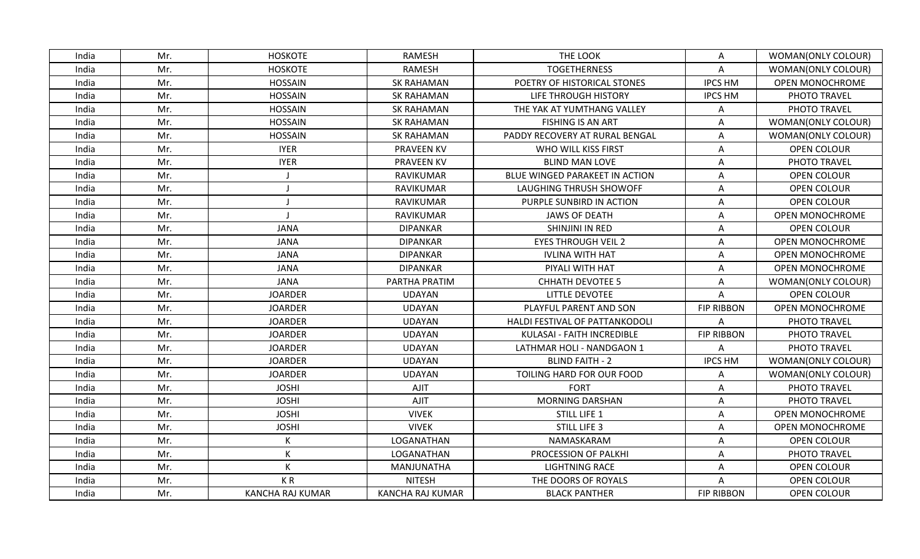| | | | | | | |
|---|---|---|---|---|---|---|
| India | Mr. | HOSKOTE | RAMESH | THE LOOK | A | WOMAN(ONLY COLOUR) |
| India | Mr. | HOSKOTE | RAMESH | TOGETHERNESS | A | WOMAN(ONLY COLOUR) |
| India | Mr. | HOSSAIN | SK RAHAMAN | POETRY OF HISTORICAL STONES | IPCS HM | OPEN MONOCHROME |
| India | Mr. | HOSSAIN | SK RAHAMAN | LIFE THROUGH HISTORY | IPCS HM | PHOTO TRAVEL |
| India | Mr. | HOSSAIN | SK RAHAMAN | THE YAK AT YUMTHANG VALLEY | A | PHOTO TRAVEL |
| India | Mr. | HOSSAIN | SK RAHAMAN | FISHING IS AN ART | A | WOMAN(ONLY COLOUR) |
| India | Mr. | HOSSAIN | SK RAHAMAN | PADDY RECOVERY AT RURAL BENGAL | A | WOMAN(ONLY COLOUR) |
| India | Mr. | IYER | PRAVEEN KV | WHO WILL KISS FIRST | A | OPEN COLOUR |
| India | Mr. | IYER | PRAVEEN KV | BLIND MAN LOVE | A | PHOTO TRAVEL |
| India | Mr. | J | RAVIKUMAR | BLUE WINGED PARAKEET IN ACTION | A | OPEN COLOUR |
| India | Mr. | J | RAVIKUMAR | LAUGHING THRUSH SHOWOFF | A | OPEN COLOUR |
| India | Mr. | J | RAVIKUMAR | PURPLE SUNBIRD IN ACTION | A | OPEN COLOUR |
| India | Mr. | J | RAVIKUMAR | JAWS OF DEATH | A | OPEN MONOCHROME |
| India | Mr. | JANA | DIPANKAR | SHINJINI IN RED | A | OPEN COLOUR |
| India | Mr. | JANA | DIPANKAR | EYES THROUGH VEIL 2 | A | OPEN MONOCHROME |
| India | Mr. | JANA | DIPANKAR | IVLINA WITH HAT | A | OPEN MONOCHROME |
| India | Mr. | JANA | DIPANKAR | PIYALI WITH HAT | A | OPEN MONOCHROME |
| India | Mr. | JANA | PARTHA PRATIM | CHHATH DEVOTEE 5 | A | WOMAN(ONLY COLOUR) |
| India | Mr. | JOARDER | UDAYAN | LITTLE DEVOTEE | A | OPEN COLOUR |
| India | Mr. | JOARDER | UDAYAN | PLAYFUL PARENT AND SON | FIP RIBBON | OPEN MONOCHROME |
| India | Mr. | JOARDER | UDAYAN | HALDI FESTIVAL OF PATTANKODOLI | A | PHOTO TRAVEL |
| India | Mr. | JOARDER | UDAYAN | KULASAI - FAITH INCREDIBLE | FIP RIBBON | PHOTO TRAVEL |
| India | Mr. | JOARDER | UDAYAN | LATHMAR HOLI - NANDGAON 1 | A | PHOTO TRAVEL |
| India | Mr. | JOARDER | UDAYAN | BLIND FAITH - 2 | IPCS HM | WOMAN(ONLY COLOUR) |
| India | Mr. | JOARDER | UDAYAN | TOILING HARD FOR OUR FOOD | A | WOMAN(ONLY COLOUR) |
| India | Mr. | JOSHI | AJIT | FORT | A | PHOTO TRAVEL |
| India | Mr. | JOSHI | AJIT | MORNING DARSHAN | A | PHOTO TRAVEL |
| India | Mr. | JOSHI | VIVEK | STILL LIFE 1 | A | OPEN MONOCHROME |
| India | Mr. | JOSHI | VIVEK | STILL LIFE 3 | A | OPEN MONOCHROME |
| India | Mr. | K | LOGANATHAN | NAMASKARAM | A | OPEN COLOUR |
| India | Mr. | K | LOGANATHAN | PROCESSION OF PALKHI | A | PHOTO TRAVEL |
| India | Mr. | K | MANJUNATHA | LIGHTNING RACE | A | OPEN COLOUR |
| India | Mr. | K R | NITESH | THE DOORS OF ROYALS | A | OPEN COLOUR |
| India | Mr. | KANCHA RAJ KUMAR | KANCHA RAJ KUMAR | BLACK PANTHER | FIP RIBBON | OPEN COLOUR |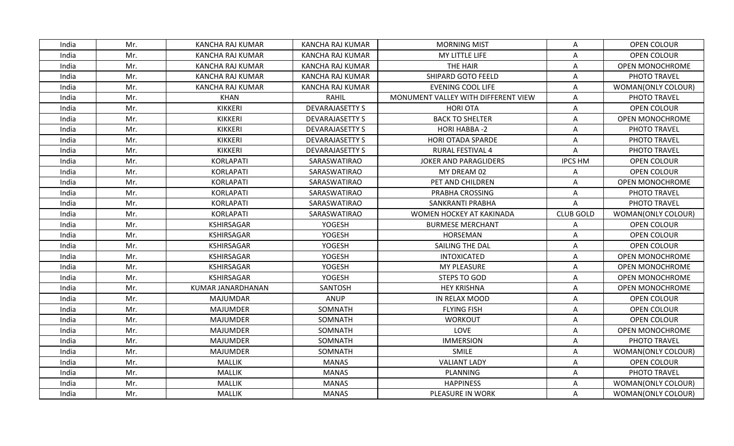| India | Mr. | KANCHA RAJ KUMAR | KANCHA RAJ KUMAR | MORNING MIST | A | OPEN COLOUR |
|---|---|---|---|---|---|---|
| India | Mr. | KANCHA RAJ KUMAR | KANCHA RAJ KUMAR | MY LITTLE LIFE | A | OPEN COLOUR |
| India | Mr. | KANCHA RAJ KUMAR | KANCHA RAJ KUMAR | THE HAIR | A | OPEN MONOCHROME |
| India | Mr. | KANCHA RAJ KUMAR | KANCHA RAJ KUMAR | SHIPARD GOTO FEELD | A | PHOTO TRAVEL |
| India | Mr. | KANCHA RAJ KUMAR | KANCHA RAJ KUMAR | EVENING COOL LIFE | A | WOMAN(ONLY COLOUR) |
| India | Mr. | KHAN | RAHIL | MONUMENT VALLEY WITH DIFFERENT VIEW | A | PHOTO TRAVEL |
| India | Mr. | KIKKERI | DEVARAJASETTY S | HORI OTA | A | OPEN COLOUR |
| India | Mr. | KIKKERI | DEVARAJASETTY S | BACK TO SHELTER | A | OPEN MONOCHROME |
| India | Mr. | KIKKERI | DEVARAJASETTY S | HORI HABBA -2 | A | PHOTO TRAVEL |
| India | Mr. | KIKKERI | DEVARAJASETTY S | HORI OTADA SPARDE | A | PHOTO TRAVEL |
| India | Mr. | KIKKERI | DEVARAJASETTY S | RURAL FESTIVAL 4 | A | PHOTO TRAVEL |
| India | Mr. | KORLAPATI | SARASWATIRAO | JOKER AND PARAGLIDERS | IPCS HM | OPEN COLOUR |
| India | Mr. | KORLAPATI | SARASWATIRAO | MY DREAM 02 | A | OPEN COLOUR |
| India | Mr. | KORLAPATI | SARASWATIRAO | PET AND CHILDREN | A | OPEN MONOCHROME |
| India | Mr. | KORLAPATI | SARASWATIRAO | PRABHA CROSSING | A | PHOTO TRAVEL |
| India | Mr. | KORLAPATI | SARASWATIRAO | SANKRANTI PRABHA | A | PHOTO TRAVEL |
| India | Mr. | KORLAPATI | SARASWATIRAO | WOMEN HOCKEY AT KAKINADA | CLUB GOLD | WOMAN(ONLY COLOUR) |
| India | Mr. | KSHIRSAGAR | YOGESH | BURMESE MERCHANT | A | OPEN COLOUR |
| India | Mr. | KSHIRSAGAR | YOGESH | HORSEMAN | A | OPEN COLOUR |
| India | Mr. | KSHIRSAGAR | YOGESH | SAILING THE DAL | A | OPEN COLOUR |
| India | Mr. | KSHIRSAGAR | YOGESH | INTOXICATED | A | OPEN MONOCHROME |
| India | Mr. | KSHIRSAGAR | YOGESH | MY PLEASURE | A | OPEN MONOCHROME |
| India | Mr. | KSHIRSAGAR | YOGESH | STEPS TO GOD | A | OPEN MONOCHROME |
| India | Mr. | KUMAR JANARDHANAN | SANTOSH | HEY KRISHNA | A | OPEN MONOCHROME |
| India | Mr. | MAJUMDAR | ANUP | IN RELAX MOOD | A | OPEN COLOUR |
| India | Mr. | MAJUMDER | SOMNATH | FLYING FISH | A | OPEN COLOUR |
| India | Mr. | MAJUMDER | SOMNATH | WORKOUT | A | OPEN COLOUR |
| India | Mr. | MAJUMDER | SOMNATH | LOVE | A | OPEN MONOCHROME |
| India | Mr. | MAJUMDER | SOMNATH | IMMERSION | A | PHOTO TRAVEL |
| India | Mr. | MAJUMDER | SOMNATH | SMILE | A | WOMAN(ONLY COLOUR) |
| India | Mr. | MALLIK | MANAS | VALIANT LADY | A | OPEN COLOUR |
| India | Mr. | MALLIK | MANAS | PLANNING | A | PHOTO TRAVEL |
| India | Mr. | MALLIK | MANAS | HAPPINESS | A | WOMAN(ONLY COLOUR) |
| India | Mr. | MALLIK | MANAS | PLEASURE IN WORK | A | WOMAN(ONLY COLOUR) |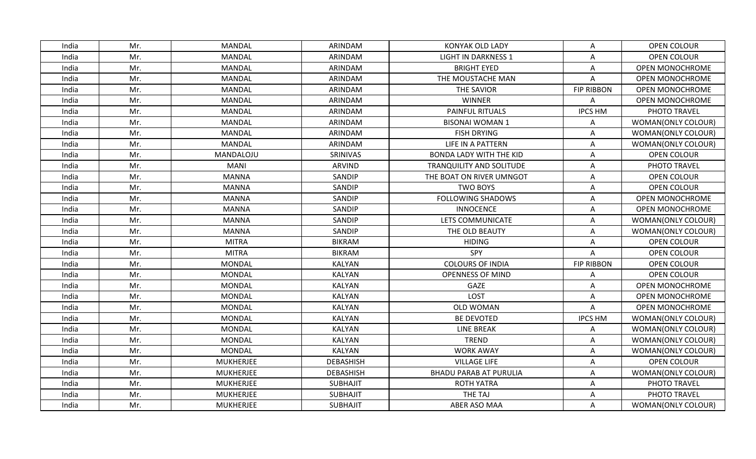| India | Mr. | MANDAL | ARINDAM | KONYAK OLD LADY | A | OPEN COLOUR |
|---|---|---|---|---|---|---|
| India | Mr. | MANDAL | ARINDAM | LIGHT IN DARKNESS 1 | A | OPEN COLOUR |
| India | Mr. | MANDAL | ARINDAM | BRIGHT EYED | A | OPEN MONOCHROME |
| India | Mr. | MANDAL | ARINDAM | THE MOUSTACHE MAN | A | OPEN MONOCHROME |
| India | Mr. | MANDAL | ARINDAM | THE SAVIOR | FIP RIBBON | OPEN MONOCHROME |
| India | Mr. | MANDAL | ARINDAM | WINNER | A | OPEN MONOCHROME |
| India | Mr. | MANDAL | ARINDAM | PAINFUL RITUALS | IPCS HM | PHOTO TRAVEL |
| India | Mr. | MANDAL | ARINDAM | BISONAI WOMAN 1 | A | WOMAN(ONLY COLOUR) |
| India | Mr. | MANDAL | ARINDAM | FISH DRYING | A | WOMAN(ONLY COLOUR) |
| India | Mr. | MANDAL | ARINDAM | LIFE IN A PATTERN | A | WOMAN(ONLY COLOUR) |
| India | Mr. | MANDALOJU | SRINIVAS | BONDA LADY WITH THE KID | A | OPEN COLOUR |
| India | Mr. | MANI | ARVIND | TRANQUILITY AND SOLITUDE | A | PHOTO TRAVEL |
| India | Mr. | MANNA | SANDIP | THE BOAT ON RIVER UMNGOT | A | OPEN COLOUR |
| India | Mr. | MANNA | SANDIP | TWO BOYS | A | OPEN COLOUR |
| India | Mr. | MANNA | SANDIP | FOLLOWING SHADOWS | A | OPEN MONOCHROME |
| India | Mr. | MANNA | SANDIP | INNOCENCE | A | OPEN MONOCHROME |
| India | Mr. | MANNA | SANDIP | LETS COMMUNICATE | A | WOMAN(ONLY COLOUR) |
| India | Mr. | MANNA | SANDIP | THE OLD BEAUTY | A | WOMAN(ONLY COLOUR) |
| India | Mr. | MITRA | BIKRAM | HIDING | A | OPEN COLOUR |
| India | Mr. | MITRA | BIKRAM | SPY | A | OPEN COLOUR |
| India | Mr. | MONDAL | KALYAN | COLOURS OF INDIA | FIP RIBBON | OPEN COLOUR |
| India | Mr. | MONDAL | KALYAN | OPENNESS OF MIND | A | OPEN COLOUR |
| India | Mr. | MONDAL | KALYAN | GAZE | A | OPEN MONOCHROME |
| India | Mr. | MONDAL | KALYAN | LOST | A | OPEN MONOCHROME |
| India | Mr. | MONDAL | KALYAN | OLD WOMAN | A | OPEN MONOCHROME |
| India | Mr. | MONDAL | KALYAN | BE DEVOTED | IPCS HM | WOMAN(ONLY COLOUR) |
| India | Mr. | MONDAL | KALYAN | LINE BREAK | A | WOMAN(ONLY COLOUR) |
| India | Mr. | MONDAL | KALYAN | TREND | A | WOMAN(ONLY COLOUR) |
| India | Mr. | MONDAL | KALYAN | WORK AWAY | A | WOMAN(ONLY COLOUR) |
| India | Mr. | MUKHERJEE | DEBASHISH | VILLAGE LIFE | A | OPEN COLOUR |
| India | Mr. | MUKHERJEE | DEBASHISH | BHADU PARAB AT PURULIA | A | WOMAN(ONLY COLOUR) |
| India | Mr. | MUKHERJEE | SUBHAJIT | ROTH YATRA | A | PHOTO TRAVEL |
| India | Mr. | MUKHERJEE | SUBHAJIT | THE TAJ | A | PHOTO TRAVEL |
| India | Mr. | MUKHERJEE | SUBHAJIT | ABER ASO MAA | A | WOMAN(ONLY COLOUR) |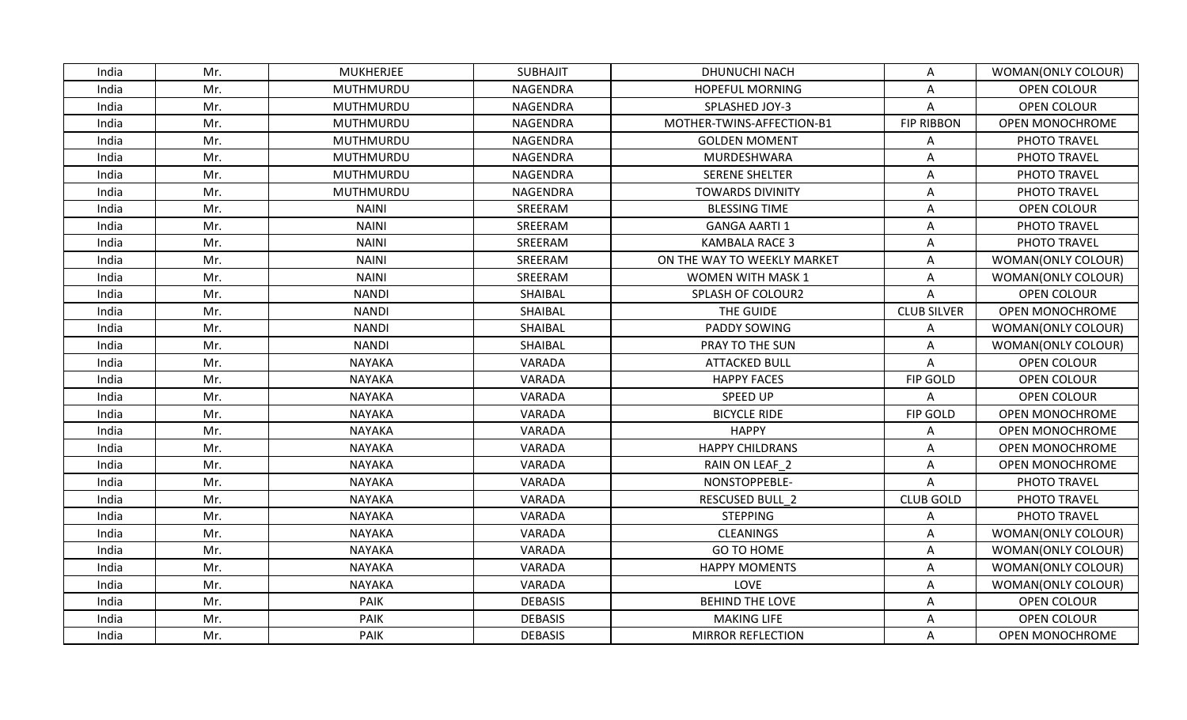| India | Mr. | MUKHERJEE | SUBHAJIT | DHUNUCHI NACH | A | WOMAN(ONLY COLOUR) |
|---|---|---|---|---|---|---|
| India | Mr. | MUTHMURDU | NAGENDRA | HOPEFUL MORNING | A | OPEN COLOUR |
| India | Mr. | MUTHMURDU | NAGENDRA | SPLASHED JOY-3 | A | OPEN COLOUR |
| India | Mr. | MUTHMURDU | NAGENDRA | MOTHER-TWINS-AFFECTION-B1 | FIP RIBBON | OPEN MONOCHROME |
| India | Mr. | MUTHMURDU | NAGENDRA | GOLDEN MOMENT | A | PHOTO TRAVEL |
| India | Mr. | MUTHMURDU | NAGENDRA | MURDESHWARA | A | PHOTO TRAVEL |
| India | Mr. | MUTHMURDU | NAGENDRA | SERENE SHELTER | A | PHOTO TRAVEL |
| India | Mr. | MUTHMURDU | NAGENDRA | TOWARDS DIVINITY | A | PHOTO TRAVEL |
| India | Mr. | NAINI | SREERAM | BLESSING TIME | A | OPEN COLOUR |
| India | Mr. | NAINI | SREERAM | GANGA AARTI 1 | A | PHOTO TRAVEL |
| India | Mr. | NAINI | SREERAM | KAMBALA RACE 3 | A | PHOTO TRAVEL |
| India | Mr. | NAINI | SREERAM | ON THE WAY TO WEEKLY MARKET | A | WOMAN(ONLY COLOUR) |
| India | Mr. | NAINI | SREERAM | WOMEN WITH MASK 1 | A | WOMAN(ONLY COLOUR) |
| India | Mr. | NANDI | SHAIBAL | SPLASH OF COLOUR2 | A | OPEN COLOUR |
| India | Mr. | NANDI | SHAIBAL | THE GUIDE | CLUB SILVER | OPEN MONOCHROME |
| India | Mr. | NANDI | SHAIBAL | PADDY SOWING | A | WOMAN(ONLY COLOUR) |
| India | Mr. | NANDI | SHAIBAL | PRAY TO THE SUN | A | WOMAN(ONLY COLOUR) |
| India | Mr. | NAYAKA | VARADA | ATTACKED BULL | A | OPEN COLOUR |
| India | Mr. | NAYAKA | VARADA | HAPPY FACES | FIP GOLD | OPEN COLOUR |
| India | Mr. | NAYAKA | VARADA | SPEED UP | A | OPEN COLOUR |
| India | Mr. | NAYAKA | VARADA | BICYCLE RIDE | FIP GOLD | OPEN MONOCHROME |
| India | Mr. | NAYAKA | VARADA | HAPPY | A | OPEN MONOCHROME |
| India | Mr. | NAYAKA | VARADA | HAPPY CHILDRANS | A | OPEN MONOCHROME |
| India | Mr. | NAYAKA | VARADA | RAIN ON LEAF_2 | A | OPEN MONOCHROME |
| India | Mr. | NAYAKA | VARADA | NONSTOPPEBLE- | A | PHOTO TRAVEL |
| India | Mr. | NAYAKA | VARADA | RESCUSED BULL_2 | CLUB GOLD | PHOTO TRAVEL |
| India | Mr. | NAYAKA | VARADA | STEPPING | A | PHOTO TRAVEL |
| India | Mr. | NAYAKA | VARADA | CLEANINGS | A | WOMAN(ONLY COLOUR) |
| India | Mr. | NAYAKA | VARADA | GO TO HOME | A | WOMAN(ONLY COLOUR) |
| India | Mr. | NAYAKA | VARADA | HAPPY MOMENTS | A | WOMAN(ONLY COLOUR) |
| India | Mr. | NAYAKA | VARADA | LOVE | A | WOMAN(ONLY COLOUR) |
| India | Mr. | PAIK | DEBASIS | BEHIND THE LOVE | A | OPEN COLOUR |
| India | Mr. | PAIK | DEBASIS | MAKING LIFE | A | OPEN COLOUR |
| India | Mr. | PAIK | DEBASIS | MIRROR REFLECTION | A | OPEN MONOCHROME |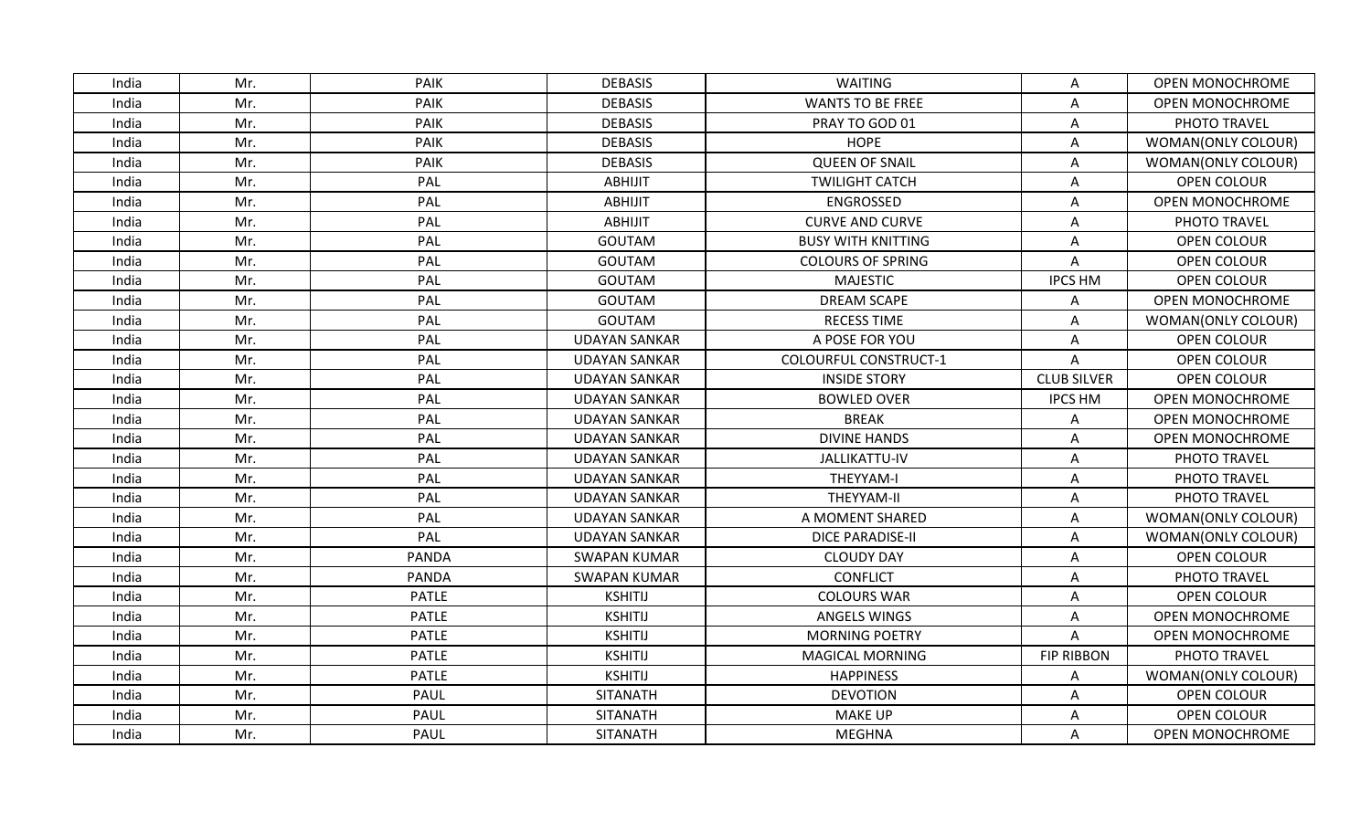| India | Mr. | PAIK | DEBASIS | WAITING | A | OPEN MONOCHROME |
|---|---|---|---|---|---|---|
| India | Mr. | PAIK | DEBASIS | WANTS TO BE FREE | A | OPEN MONOCHROME |
| India | Mr. | PAIK | DEBASIS | PRAY TO GOD 01 | A | PHOTO TRAVEL |
| India | Mr. | PAIK | DEBASIS | HOPE | A | WOMAN(ONLY COLOUR) |
| India | Mr. | PAIK | DEBASIS | QUEEN OF SNAIL | A | WOMAN(ONLY COLOUR) |
| India | Mr. | PAL | ABHIJIT | TWILIGHT CATCH | A | OPEN COLOUR |
| India | Mr. | PAL | ABHIJIT | ENGROSSED | A | OPEN MONOCHROME |
| India | Mr. | PAL | ABHIJIT | CURVE AND CURVE | A | PHOTO TRAVEL |
| India | Mr. | PAL | GOUTAM | BUSY WITH KNITTING | A | OPEN COLOUR |
| India | Mr. | PAL | GOUTAM | COLOURS OF SPRING | A | OPEN COLOUR |
| India | Mr. | PAL | GOUTAM | MAJESTIC | IPCS HM | OPEN COLOUR |
| India | Mr. | PAL | GOUTAM | DREAM SCAPE | A | OPEN MONOCHROME |
| India | Mr. | PAL | GOUTAM | RECESS TIME | A | WOMAN(ONLY COLOUR) |
| India | Mr. | PAL | UDAYAN SANKAR | A POSE FOR YOU | A | OPEN COLOUR |
| India | Mr. | PAL | UDAYAN SANKAR | COLOURFUL CONSTRUCT-1 | A | OPEN COLOUR |
| India | Mr. | PAL | UDAYAN SANKAR | INSIDE STORY | CLUB SILVER | OPEN COLOUR |
| India | Mr. | PAL | UDAYAN SANKAR | BOWLED OVER | IPCS HM | OPEN MONOCHROME |
| India | Mr. | PAL | UDAYAN SANKAR | BREAK | A | OPEN MONOCHROME |
| India | Mr. | PAL | UDAYAN SANKAR | DIVINE HANDS | A | OPEN MONOCHROME |
| India | Mr. | PAL | UDAYAN SANKAR | JALLIKATTU-IV | A | PHOTO TRAVEL |
| India | Mr. | PAL | UDAYAN SANKAR | THEYYAM-I | A | PHOTO TRAVEL |
| India | Mr. | PAL | UDAYAN SANKAR | THEYYAM-II | A | PHOTO TRAVEL |
| India | Mr. | PAL | UDAYAN SANKAR | A MOMENT SHARED | A | WOMAN(ONLY COLOUR) |
| India | Mr. | PAL | UDAYAN SANKAR | DICE PARADISE-II | A | WOMAN(ONLY COLOUR) |
| India | Mr. | PANDA | SWAPAN KUMAR | CLOUDY DAY | A | OPEN COLOUR |
| India | Mr. | PANDA | SWAPAN KUMAR | CONFLICT | A | PHOTO TRAVEL |
| India | Mr. | PATLE | KSHITIJ | COLOURS WAR | A | OPEN COLOUR |
| India | Mr. | PATLE | KSHITIJ | ANGELS WINGS | A | OPEN MONOCHROME |
| India | Mr. | PATLE | KSHITIJ | MORNING POETRY | A | OPEN MONOCHROME |
| India | Mr. | PATLE | KSHITIJ | MAGICAL MORNING | FIP RIBBON | PHOTO TRAVEL |
| India | Mr. | PATLE | KSHITIJ | HAPPINESS | A | WOMAN(ONLY COLOUR) |
| India | Mr. | PAUL | SITANATH | DEVOTION | A | OPEN COLOUR |
| India | Mr. | PAUL | SITANATH | MAKE UP | A | OPEN COLOUR |
| India | Mr. | PAUL | SITANATH | MEGHNA | A | OPEN MONOCHROME |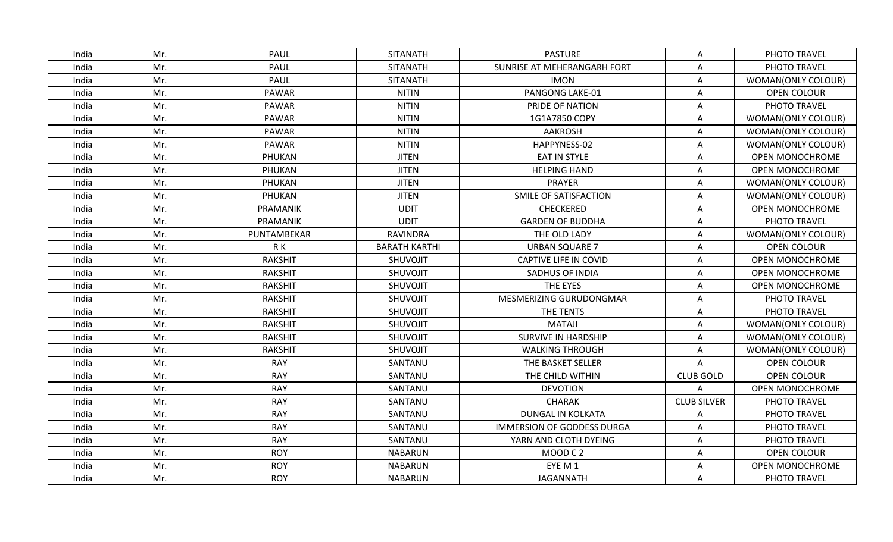| India | Mr. | PAUL | SITANATH | PASTURE | A | PHOTO TRAVEL |
|---|---|---|---|---|---|---|
| India | Mr. | PAUL | SITANATH | SUNRISE AT MEHERANGARH FORT | A | PHOTO TRAVEL |
| India | Mr. | PAUL | SITANATH | IMON | A | WOMAN(ONLY COLOUR) |
| India | Mr. | PAWAR | NITIN | PANGONG LAKE-01 | A | OPEN COLOUR |
| India | Mr. | PAWAR | NITIN | PRIDE OF NATION | A | PHOTO TRAVEL |
| India | Mr. | PAWAR | NITIN | 1G1A7850 COPY | A | WOMAN(ONLY COLOUR) |
| India | Mr. | PAWAR | NITIN | AAKROSH | A | WOMAN(ONLY COLOUR) |
| India | Mr. | PAWAR | NITIN | HAPPYNESS-02 | A | WOMAN(ONLY COLOUR) |
| India | Mr. | PHUKAN | JITEN | EAT IN STYLE | A | OPEN MONOCHROME |
| India | Mr. | PHUKAN | JITEN | HELPING HAND | A | OPEN MONOCHROME |
| India | Mr. | PHUKAN | JITEN | PRAYER | A | WOMAN(ONLY COLOUR) |
| India | Mr. | PHUKAN | JITEN | SMILE OF SATISFACTION | A | WOMAN(ONLY COLOUR) |
| India | Mr. | PRAMANIK | UDIT | CHECKERED | A | OPEN MONOCHROME |
| India | Mr. | PRAMANIK | UDIT | GARDEN OF BUDDHA | A | PHOTO TRAVEL |
| India | Mr. | PUNTAMBEKAR | RAVINDRA | THE OLD LADY | A | WOMAN(ONLY COLOUR) |
| India | Mr. | R K | BARATH KARTHI | URBAN SQUARE 7 | A | OPEN COLOUR |
| India | Mr. | RAKSHIT | SHUVOJIT | CAPTIVE LIFE IN COVID | A | OPEN MONOCHROME |
| India | Mr. | RAKSHIT | SHUVOJIT | SADHUS OF INDIA | A | OPEN MONOCHROME |
| India | Mr. | RAKSHIT | SHUVOJIT | THE EYES | A | OPEN MONOCHROME |
| India | Mr. | RAKSHIT | SHUVOJIT | MESMERIZING GURUDONGMAR | A | PHOTO TRAVEL |
| India | Mr. | RAKSHIT | SHUVOJIT | THE TENTS | A | PHOTO TRAVEL |
| India | Mr. | RAKSHIT | SHUVOJIT | MATAJI | A | WOMAN(ONLY COLOUR) |
| India | Mr. | RAKSHIT | SHUVOJIT | SURVIVE IN HARDSHIP | A | WOMAN(ONLY COLOUR) |
| India | Mr. | RAKSHIT | SHUVOJIT | WALKING THROUGH | A | WOMAN(ONLY COLOUR) |
| India | Mr. | RAY | SANTANU | THE BASKET SELLER | A | OPEN COLOUR |
| India | Mr. | RAY | SANTANU | THE CHILD WITHIN | CLUB GOLD | OPEN COLOUR |
| India | Mr. | RAY | SANTANU | DEVOTION | A | OPEN MONOCHROME |
| India | Mr. | RAY | SANTANU | CHARAK | CLUB SILVER | PHOTO TRAVEL |
| India | Mr. | RAY | SANTANU | DUNGAL IN KOLKATA | A | PHOTO TRAVEL |
| India | Mr. | RAY | SANTANU | IMMERSION OF GODDESS DURGA | A | PHOTO TRAVEL |
| India | Mr. | RAY | SANTANU | YARN AND CLOTH DYEING | A | PHOTO TRAVEL |
| India | Mr. | ROY | NABARUN | MOOD C 2 | A | OPEN COLOUR |
| India | Mr. | ROY | NABARUN | EYE M 1 | A | OPEN MONOCHROME |
| India | Mr. | ROY | NABARUN | JAGANNATH | A | PHOTO TRAVEL |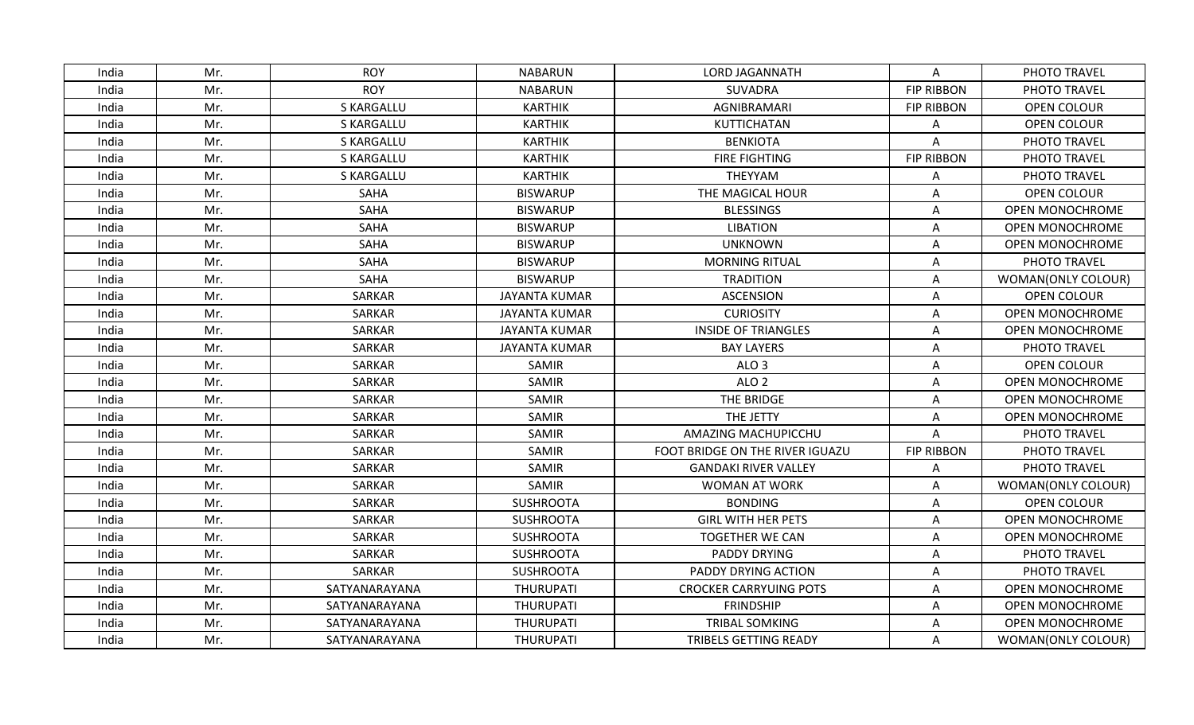| India | Mr. | ROY | NABARUN | LORD JAGANNATH | A | PHOTO TRAVEL |
|---|---|---|---|---|---|---|
| India | Mr. | ROY | NABARUN | SUVADRA | FIP RIBBON | PHOTO TRAVEL |
| India | Mr. | S KARGALLU | KARTHIK | AGNIBRAMARI | FIP RIBBON | OPEN COLOUR |
| India | Mr. | S KARGALLU | KARTHIK | KUTTICHATAN | A | OPEN COLOUR |
| India | Mr. | S KARGALLU | KARTHIK | BENKIOTA | A | PHOTO TRAVEL |
| India | Mr. | S KARGALLU | KARTHIK | FIRE FIGHTING | FIP RIBBON | PHOTO TRAVEL |
| India | Mr. | S KARGALLU | KARTHIK | THEYYAM | A | PHOTO TRAVEL |
| India | Mr. | SAHA | BISWARUP | THE MAGICAL HOUR | A | OPEN COLOUR |
| India | Mr. | SAHA | BISWARUP | BLESSINGS | A | OPEN MONOCHROME |
| India | Mr. | SAHA | BISWARUP | LIBATION | A | OPEN MONOCHROME |
| India | Mr. | SAHA | BISWARUP | UNKNOWN | A | OPEN MONOCHROME |
| India | Mr. | SAHA | BISWARUP | MORNING RITUAL | A | PHOTO TRAVEL |
| India | Mr. | SAHA | BISWARUP | TRADITION | A | WOMAN(ONLY COLOUR) |
| India | Mr. | SARKAR | JAYANTA KUMAR | ASCENSION | A | OPEN COLOUR |
| India | Mr. | SARKAR | JAYANTA KUMAR | CURIOSITY | A | OPEN MONOCHROME |
| India | Mr. | SARKAR | JAYANTA KUMAR | INSIDE OF TRIANGLES | A | OPEN MONOCHROME |
| India | Mr. | SARKAR | JAYANTA KUMAR | BAY LAYERS | A | PHOTO TRAVEL |
| India | Mr. | SARKAR | SAMIR | ALO 3 | A | OPEN COLOUR |
| India | Mr. | SARKAR | SAMIR | ALO 2 | A | OPEN MONOCHROME |
| India | Mr. | SARKAR | SAMIR | THE BRIDGE | A | OPEN MONOCHROME |
| India | Mr. | SARKAR | SAMIR | THE JETTY | A | OPEN MONOCHROME |
| India | Mr. | SARKAR | SAMIR | AMAZING MACHUPICCHU | A | PHOTO TRAVEL |
| India | Mr. | SARKAR | SAMIR | FOOT BRIDGE ON THE RIVER IGUAZU | FIP RIBBON | PHOTO TRAVEL |
| India | Mr. | SARKAR | SAMIR | GANDAKI RIVER VALLEY | A | PHOTO TRAVEL |
| India | Mr. | SARKAR | SAMIR | WOMAN AT WORK | A | WOMAN(ONLY COLOUR) |
| India | Mr. | SARKAR | SUSHROOTA | BONDING | A | OPEN COLOUR |
| India | Mr. | SARKAR | SUSHROOTA | GIRL WITH HER PETS | A | OPEN MONOCHROME |
| India | Mr. | SARKAR | SUSHROOTA | TOGETHER WE CAN | A | OPEN MONOCHROME |
| India | Mr. | SARKAR | SUSHROOTA | PADDY DRYING | A | PHOTO TRAVEL |
| India | Mr. | SARKAR | SUSHROOTA | PADDY DRYING ACTION | A | PHOTO TRAVEL |
| India | Mr. | SATYANARAYANA | THURUPATI | CROCKER CARRYUING POTS | A | OPEN MONOCHROME |
| India | Mr. | SATYANARAYANA | THURUPATI | FRINDSHIP | A | OPEN MONOCHROME |
| India | Mr. | SATYANARAYANA | THURUPATI | TRIBAL SOMKING | A | OPEN MONOCHROME |
| India | Mr. | SATYANARAYANA | THURUPATI | TRIBELS GETTING READY | A | WOMAN(ONLY COLOUR) |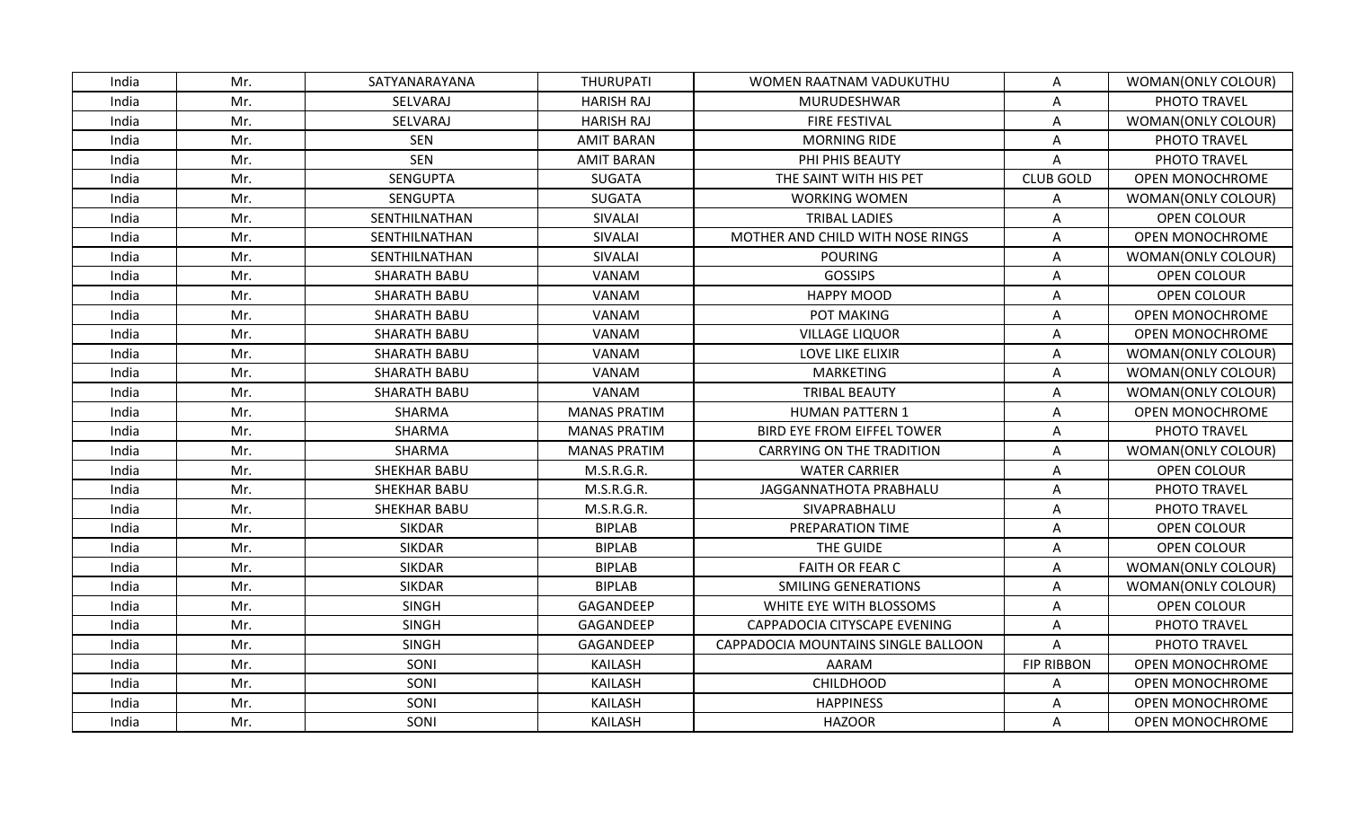| India | Mr. | SATYANARAYANA | THURUPATI | WOMEN RAATNAM VADUKUTHU | A | WOMAN(ONLY COLOUR) |
|---|---|---|---|---|---|---|
| India | Mr. | SELVARAJ | HARISH RAJ | MURUDESHWAR | A | PHOTO TRAVEL |
| India | Mr. | SELVARAJ | HARISH RAJ | FIRE FESTIVAL | A | WOMAN(ONLY COLOUR) |
| India | Mr. | SEN | AMIT BARAN | MORNING RIDE | A | PHOTO TRAVEL |
| India | Mr. | SEN | AMIT BARAN | PHI PHIS BEAUTY | A | PHOTO TRAVEL |
| India | Mr. | SENGUPTA | SUGATA | THE SAINT WITH HIS PET | CLUB GOLD | OPEN MONOCHROME |
| India | Mr. | SENGUPTA | SUGATA | WORKING WOMEN | A | WOMAN(ONLY COLOUR) |
| India | Mr. | SENTHILNATHAN | SIVALAI | TRIBAL LADIES | A | OPEN COLOUR |
| India | Mr. | SENTHILNATHAN | SIVALAI | MOTHER AND CHILD WITH NOSE RINGS | A | OPEN MONOCHROME |
| India | Mr. | SENTHILNATHAN | SIVALAI | POURING | A | WOMAN(ONLY COLOUR) |
| India | Mr. | SHARATH BABU | VANAM | GOSSIPS | A | OPEN COLOUR |
| India | Mr. | SHARATH BABU | VANAM | HAPPY MOOD | A | OPEN COLOUR |
| India | Mr. | SHARATH BABU | VANAM | POT MAKING | A | OPEN MONOCHROME |
| India | Mr. | SHARATH BABU | VANAM | VILLAGE LIQUOR | A | OPEN MONOCHROME |
| India | Mr. | SHARATH BABU | VANAM | LOVE LIKE ELIXIR | A | WOMAN(ONLY COLOUR) |
| India | Mr. | SHARATH BABU | VANAM | MARKETING | A | WOMAN(ONLY COLOUR) |
| India | Mr. | SHARATH BABU | VANAM | TRIBAL BEAUTY | A | WOMAN(ONLY COLOUR) |
| India | Mr. | SHARMA | MANAS PRATIM | HUMAN PATTERN 1 | A | OPEN MONOCHROME |
| India | Mr. | SHARMA | MANAS PRATIM | BIRD EYE FROM EIFFEL TOWER | A | PHOTO TRAVEL |
| India | Mr. | SHARMA | MANAS PRATIM | CARRYING ON THE TRADITION | A | WOMAN(ONLY COLOUR) |
| India | Mr. | SHEKHAR BABU | M.S.R.G.R. | WATER CARRIER | A | OPEN COLOUR |
| India | Mr. | SHEKHAR BABU | M.S.R.G.R. | JAGGANNATHOTA PRABHALU | A | PHOTO TRAVEL |
| India | Mr. | SHEKHAR BABU | M.S.R.G.R. | SIVAPRABHALU | A | PHOTO TRAVEL |
| India | Mr. | SIKDAR | BIPLAB | PREPARATION TIME | A | OPEN COLOUR |
| India | Mr. | SIKDAR | BIPLAB | THE GUIDE | A | OPEN COLOUR |
| India | Mr. | SIKDAR | BIPLAB | FAITH OR FEAR C | A | WOMAN(ONLY COLOUR) |
| India | Mr. | SIKDAR | BIPLAB | SMILING GENERATIONS | A | WOMAN(ONLY COLOUR) |
| India | Mr. | SINGH | GAGANDEEP | WHITE EYE WITH BLOSSOMS | A | OPEN COLOUR |
| India | Mr. | SINGH | GAGANDEEP | CAPPADOCIA CITYSCAPE EVENING | A | PHOTO TRAVEL |
| India | Mr. | SINGH | GAGANDEEP | CAPPADOCIA MOUNTAINS SINGLE BALLOON | A | PHOTO TRAVEL |
| India | Mr. | SONI | KAILASH | AARAM | FIP RIBBON | OPEN MONOCHROME |
| India | Mr. | SONI | KAILASH | CHILDHOOD | A | OPEN MONOCHROME |
| India | Mr. | SONI | KAILASH | HAPPINESS | A | OPEN MONOCHROME |
| India | Mr. | SONI | KAILASH | HAZOOR | A | OPEN MONOCHROME |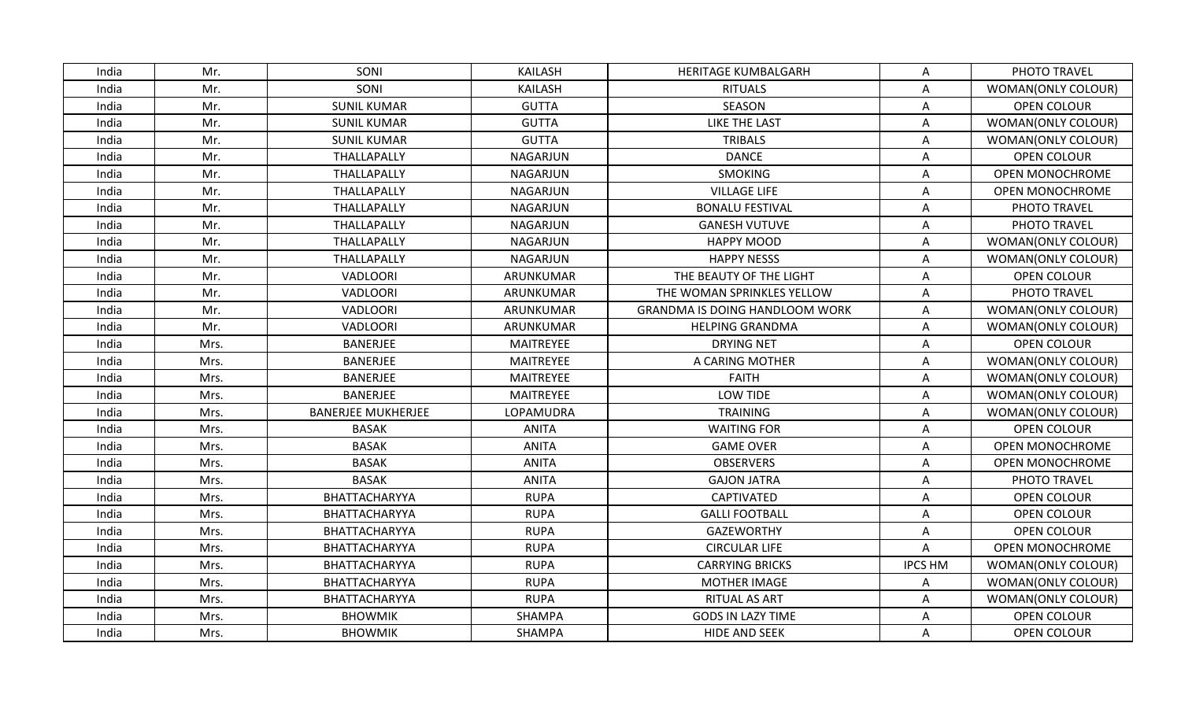| India | Mr. | SONI | KAILASH | HERITAGE KUMBALGARH | A | PHOTO TRAVEL |
|---|---|---|---|---|---|---|
| India | Mr. | SONI | KAILASH | RITUALS | A | WOMAN(ONLY COLOUR) |
| India | Mr. | SUNIL KUMAR | GUTTA | SEASON | A | OPEN COLOUR |
| India | Mr. | SUNIL KUMAR | GUTTA | LIKE THE LAST | A | WOMAN(ONLY COLOUR) |
| India | Mr. | SUNIL KUMAR | GUTTA | TRIBALS | A | WOMAN(ONLY COLOUR) |
| India | Mr. | THALLAPALLY | NAGARJUN | DANCE | A | OPEN COLOUR |
| India | Mr. | THALLAPALLY | NAGARJUN | SMOKING | A | OPEN MONOCHROME |
| India | Mr. | THALLAPALLY | NAGARJUN | VILLAGE LIFE | A | OPEN MONOCHROME |
| India | Mr. | THALLAPALLY | NAGARJUN | BONALU FESTIVAL | A | PHOTO TRAVEL |
| India | Mr. | THALLAPALLY | NAGARJUN | GANESH VUTUVE | A | PHOTO TRAVEL |
| India | Mr. | THALLAPALLY | NAGARJUN | HAPPY MOOD | A | WOMAN(ONLY COLOUR) |
| India | Mr. | THALLAPALLY | NAGARJUN | HAPPY NESSS | A | WOMAN(ONLY COLOUR) |
| India | Mr. | VADLOORI | ARUNKUMAR | THE BEAUTY OF THE LIGHT | A | OPEN COLOUR |
| India | Mr. | VADLOORI | ARUNKUMAR | THE WOMAN SPRINKLES YELLOW | A | PHOTO TRAVEL |
| India | Mr. | VADLOORI | ARUNKUMAR | GRANDMA IS DOING HANDLOOM WORK | A | WOMAN(ONLY COLOUR) |
| India | Mr. | VADLOORI | ARUNKUMAR | HELPING GRANDMA | A | WOMAN(ONLY COLOUR) |
| India | Mrs. | BANERJEE | MAITREYEE | DRYING NET | A | OPEN COLOUR |
| India | Mrs. | BANERJEE | MAITREYEE | A CARING MOTHER | A | WOMAN(ONLY COLOUR) |
| India | Mrs. | BANERJEE | MAITREYEE | FAITH | A | WOMAN(ONLY COLOUR) |
| India | Mrs. | BANERJEE | MAITREYEE | LOW TIDE | A | WOMAN(ONLY COLOUR) |
| India | Mrs. | BANERJEE MUKHERJEE | LOPAMUDRA | TRAINING | A | WOMAN(ONLY COLOUR) |
| India | Mrs. | BASAK | ANITA | WAITING FOR | A | OPEN COLOUR |
| India | Mrs. | BASAK | ANITA | GAME OVER | A | OPEN MONOCHROME |
| India | Mrs. | BASAK | ANITA | OBSERVERS | A | OPEN MONOCHROME |
| India | Mrs. | BASAK | ANITA | GAJON JATRA | A | PHOTO TRAVEL |
| India | Mrs. | BHATTACHARYYA | RUPA | CAPTIVATED | A | OPEN COLOUR |
| India | Mrs. | BHATTACHARYYA | RUPA | GALLI FOOTBALL | A | OPEN COLOUR |
| India | Mrs. | BHATTACHARYYA | RUPA | GAZEWORTHY | A | OPEN COLOUR |
| India | Mrs. | BHATTACHARYYA | RUPA | CIRCULAR LIFE | A | OPEN MONOCHROME |
| India | Mrs. | BHATTACHARYYA | RUPA | CARRYING BRICKS | IPCS HM | WOMAN(ONLY COLOUR) |
| India | Mrs. | BHATTACHARYYA | RUPA | MOTHER IMAGE | A | WOMAN(ONLY COLOUR) |
| India | Mrs. | BHATTACHARYYA | RUPA | RITUAL AS ART | A | WOMAN(ONLY COLOUR) |
| India | Mrs. | BHOWMIK | SHAMPA | GODS IN LAZY TIME | A | OPEN COLOUR |
| India | Mrs. | BHOWMIK | SHAMPA | HIDE AND SEEK | A | OPEN COLOUR |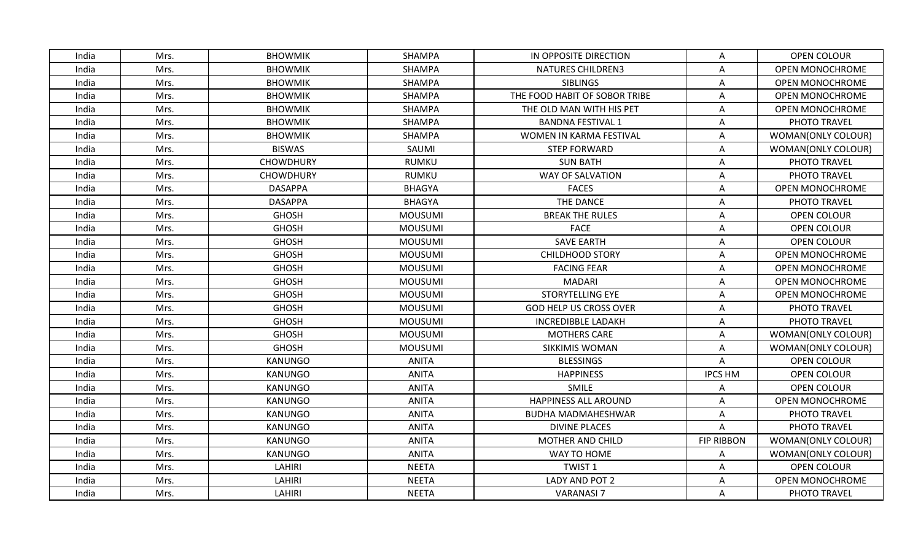| India | Mrs. | BHOWMIK | SHAMPA | IN OPPOSITE DIRECTION | A | OPEN COLOUR |
|---|---|---|---|---|---|---|
| India | Mrs. | BHOWMIK | SHAMPA | NATURES CHILDREN3 | A | OPEN MONOCHROME |
| India | Mrs. | BHOWMIK | SHAMPA | SIBLINGS | A | OPEN MONOCHROME |
| India | Mrs. | BHOWMIK | SHAMPA | THE FOOD HABIT OF SOBOR TRIBE | A | OPEN MONOCHROME |
| India | Mrs. | BHOWMIK | SHAMPA | THE OLD MAN WITH HIS PET | A | OPEN MONOCHROME |
| India | Mrs. | BHOWMIK | SHAMPA | BANDNA FESTIVAL 1 | A | PHOTO TRAVEL |
| India | Mrs. | BHOWMIK | SHAMPA | WOMEN IN KARMA FESTIVAL | A | WOMAN(ONLY COLOUR) |
| India | Mrs. | BISWAS | SAUMI | STEP FORWARD | A | WOMAN(ONLY COLOUR) |
| India | Mrs. | CHOWDHURY | RUMKU | SUN BATH | A | PHOTO TRAVEL |
| India | Mrs. | CHOWDHURY | RUMKU | WAY OF SALVATION | A | PHOTO TRAVEL |
| India | Mrs. | DASAPPA | BHAGYA | FACES | A | OPEN MONOCHROME |
| India | Mrs. | DASAPPA | BHAGYA | THE DANCE | A | PHOTO TRAVEL |
| India | Mrs. | GHOSH | MOUSUMI | BREAK THE RULES | A | OPEN COLOUR |
| India | Mrs. | GHOSH | MOUSUMI | FACE | A | OPEN COLOUR |
| India | Mrs. | GHOSH | MOUSUMI | SAVE EARTH | A | OPEN COLOUR |
| India | Mrs. | GHOSH | MOUSUMI | CHILDHOOD STORY | A | OPEN MONOCHROME |
| India | Mrs. | GHOSH | MOUSUMI | FACING FEAR | A | OPEN MONOCHROME |
| India | Mrs. | GHOSH | MOUSUMI | MADARI | A | OPEN MONOCHROME |
| India | Mrs. | GHOSH | MOUSUMI | STORYTELLING EYE | A | OPEN MONOCHROME |
| India | Mrs. | GHOSH | MOUSUMI | GOD HELP US CROSS OVER | A | PHOTO TRAVEL |
| India | Mrs. | GHOSH | MOUSUMI | INCREDIBBLE LADAKH | A | PHOTO TRAVEL |
| India | Mrs. | GHOSH | MOUSUMI | MOTHERS CARE | A | WOMAN(ONLY COLOUR) |
| India | Mrs. | GHOSH | MOUSUMI | SIKKIMIS WOMAN | A | WOMAN(ONLY COLOUR) |
| India | Mrs. | KANUNGO | ANITA | BLESSINGS | A | OPEN COLOUR |
| India | Mrs. | KANUNGO | ANITA | HAPPINESS | IPCS HM | OPEN COLOUR |
| India | Mrs. | KANUNGO | ANITA | SMILE | A | OPEN COLOUR |
| India | Mrs. | KANUNGO | ANITA | HAPPINESS ALL AROUND | A | OPEN MONOCHROME |
| India | Mrs. | KANUNGO | ANITA | BUDHA MADMAHESHWAR | A | PHOTO TRAVEL |
| India | Mrs. | KANUNGO | ANITA | DIVINE PLACES | A | PHOTO TRAVEL |
| India | Mrs. | KANUNGO | ANITA | MOTHER AND CHILD | FIP RIBBON | WOMAN(ONLY COLOUR) |
| India | Mrs. | KANUNGO | ANITA | WAY TO HOME | A | WOMAN(ONLY COLOUR) |
| India | Mrs. | LAHIRI | NEETA | TWIST 1 | A | OPEN COLOUR |
| India | Mrs. | LAHIRI | NEETA | LADY AND POT 2 | A | OPEN MONOCHROME |
| India | Mrs. | LAHIRI | NEETA | VARANASI 7 | A | PHOTO TRAVEL |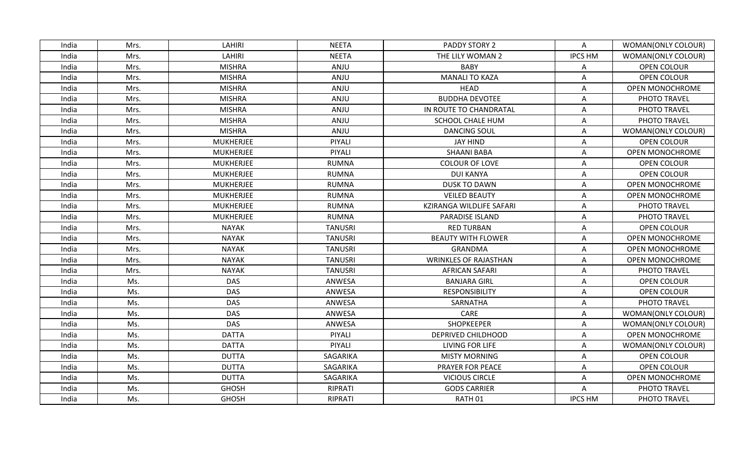| India | Mrs. | LAHIRI | NEETA | PADDY STORY 2 | A | WOMAN(ONLY COLOUR) |
|---|---|---|---|---|---|---|
| India | Mrs. | LAHIRI | NEETA | THE LILY WOMAN 2 | IPCS HM | WOMAN(ONLY COLOUR) |
| India | Mrs. | MISHRA | ANJU | BABY | A | OPEN COLOUR |
| India | Mrs. | MISHRA | ANJU | MANALI TO KAZA | A | OPEN COLOUR |
| India | Mrs. | MISHRA | ANJU | HEAD | A | OPEN MONOCHROME |
| India | Mrs. | MISHRA | ANJU | BUDDHA DEVOTEE | A | PHOTO TRAVEL |
| India | Mrs. | MISHRA | ANJU | IN ROUTE TO CHANDRATAL | A | PHOTO TRAVEL |
| India | Mrs. | MISHRA | ANJU | SCHOOL CHALE HUM | A | PHOTO TRAVEL |
| India | Mrs. | MISHRA | ANJU | DANCING SOUL | A | WOMAN(ONLY COLOUR) |
| India | Mrs. | MUKHERJEE | PIYALI | JAY HIND | A | OPEN COLOUR |
| India | Mrs. | MUKHERJEE | PIYALI | SHAANI BABA | A | OPEN MONOCHROME |
| India | Mrs. | MUKHERJEE | RUMNA | COLOUR OF LOVE | A | OPEN COLOUR |
| India | Mrs. | MUKHERJEE | RUMNA | DUI KANYA | A | OPEN COLOUR |
| India | Mrs. | MUKHERJEE | RUMNA | DUSK TO DAWN | A | OPEN MONOCHROME |
| India | Mrs. | MUKHERJEE | RUMNA | VEILED BEAUTY | A | OPEN MONOCHROME |
| India | Mrs. | MUKHERJEE | RUMNA | KZIRANGA WILDLIFE SAFARI | A | PHOTO TRAVEL |
| India | Mrs. | MUKHERJEE | RUMNA | PARADISE ISLAND | A | PHOTO TRAVEL |
| India | Mrs. | NAYAK | TANUSRI | RED TURBAN | A | OPEN COLOUR |
| India | Mrs. | NAYAK | TANUSRI | BEAUTY WITH FLOWER | A | OPEN MONOCHROME |
| India | Mrs. | NAYAK | TANUSRI | GRANDMA | A | OPEN MONOCHROME |
| India | Mrs. | NAYAK | TANUSRI | WRINKLES OF RAJASTHAN | A | OPEN MONOCHROME |
| India | Mrs. | NAYAK | TANUSRI | AFRICAN SAFARI | A | PHOTO TRAVEL |
| India | Ms. | DAS | ANWESA | BANJARA GIRL | A | OPEN COLOUR |
| India | Ms. | DAS | ANWESA | RESPONSIBILITY | A | OPEN COLOUR |
| India | Ms. | DAS | ANWESA | SARNATHA | A | PHOTO TRAVEL |
| India | Ms. | DAS | ANWESA | CARE | A | WOMAN(ONLY COLOUR) |
| India | Ms. | DAS | ANWESA | SHOPKEEPER | A | WOMAN(ONLY COLOUR) |
| India | Ms. | DATTA | PIYALI | DEPRIVED CHILDHOOD | A | OPEN MONOCHROME |
| India | Ms. | DATTA | PIYALI | LIVING FOR LIFE | A | WOMAN(ONLY COLOUR) |
| India | Ms. | DUTTA | SAGARIKA | MISTY MORNING | A | OPEN COLOUR |
| India | Ms. | DUTTA | SAGARIKA | PRAYER FOR PEACE | A | OPEN COLOUR |
| India | Ms. | DUTTA | SAGARIKA | VICIOUS CIRCLE | A | OPEN MONOCHROME |
| India | Ms. | GHOSH | RIPRATI | GODS CARRIER | A | PHOTO TRAVEL |
| India | Ms. | GHOSH | RIPRATI | RATH 01 | IPCS HM | PHOTO TRAVEL |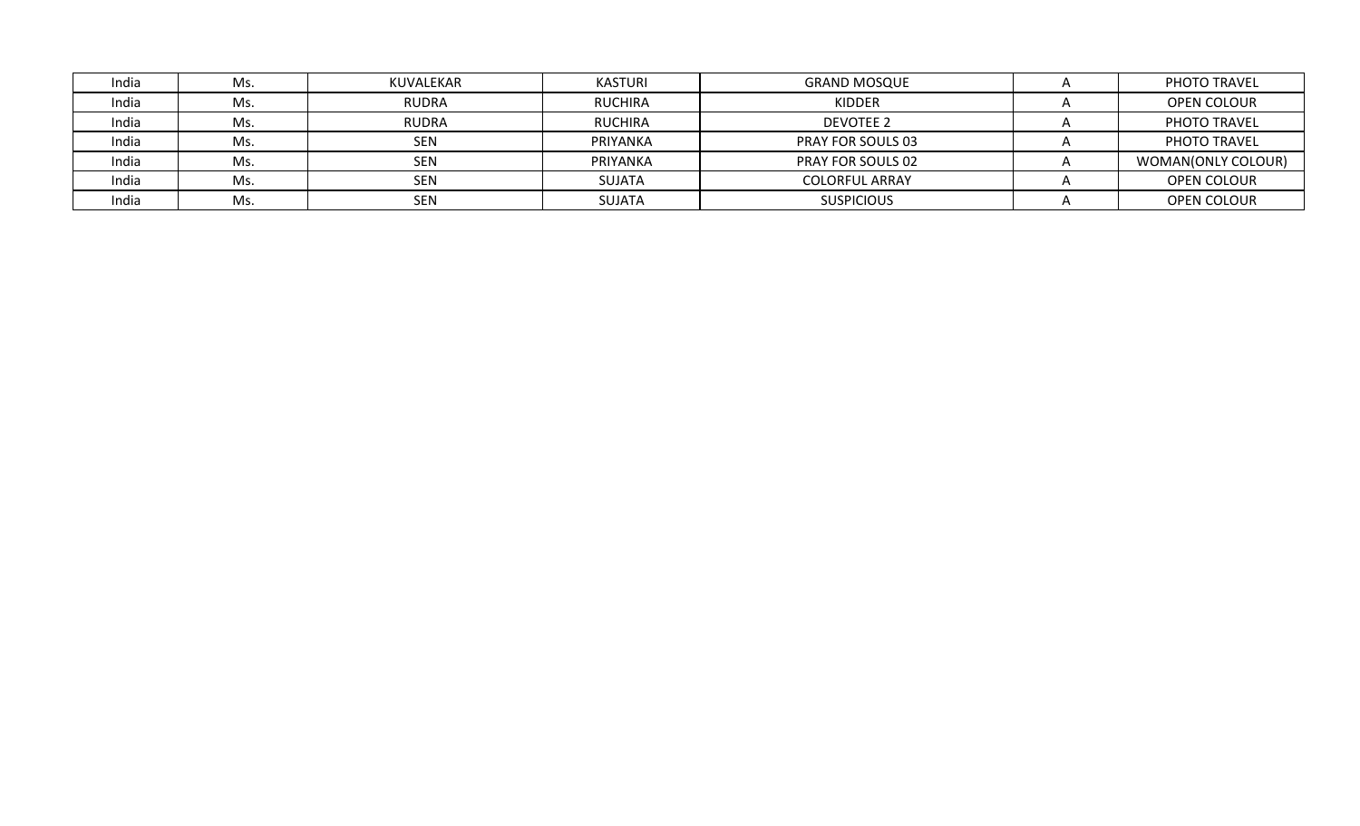| | | | | | | |
|---|---|---|---|---|---|---|
| India | Ms. | KUVALEKAR | KASTURI | GRAND MOSQUE | A | PHOTO TRAVEL |
| India | Ms. | RUDRA | RUCHIRA | KIDDER | A | OPEN COLOUR |
| India | Ms. | RUDRA | RUCHIRA | DEVOTEE 2 | A | PHOTO TRAVEL |
| India | Ms. | SEN | PRIYANKA | PRAY FOR SOULS 03 | A | PHOTO TRAVEL |
| India | Ms. | SEN | PRIYANKA | PRAY FOR SOULS 02 | A | WOMAN(ONLY COLOUR) |
| India | Ms. | SEN | SUJATA | COLORFUL ARRAY | A | OPEN COLOUR |
| India | Ms. | SEN | SUJATA | SUSPICIOUS | A | OPEN COLOUR |